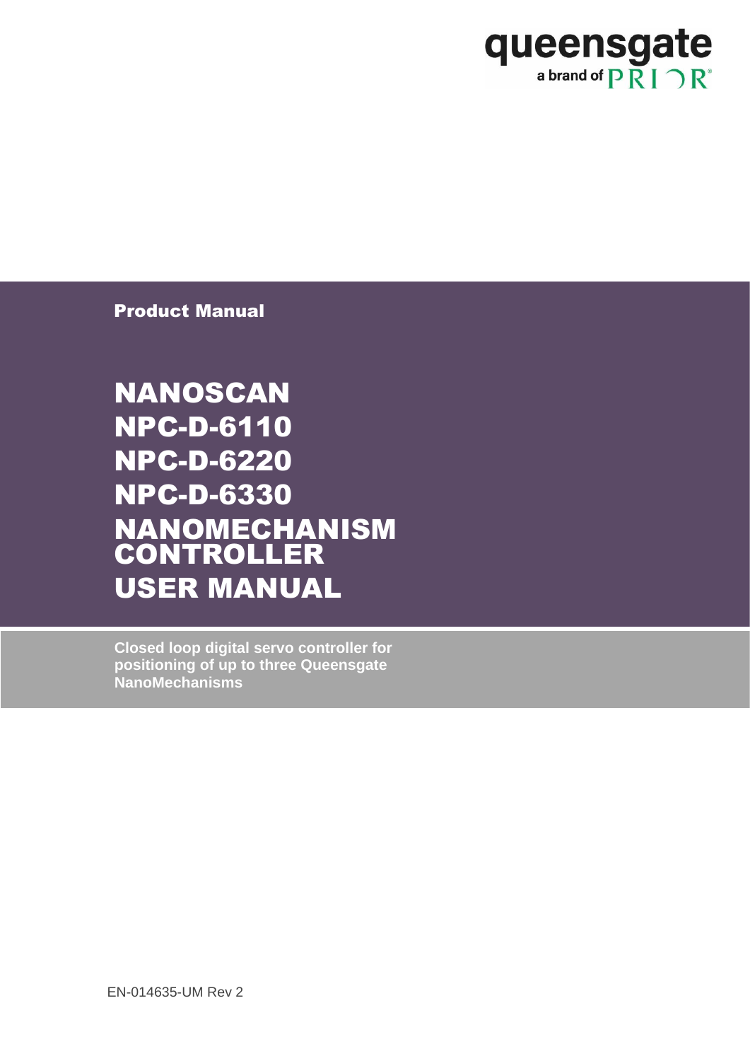queensgate

a brand of PRIOR

**Product Manual**

# NANOSCAN NPC-D-6110 NPC-D-6220 NPC-D-6330 NANOMECHANISM CONTROLLER USER MANUAL

**Closed loop digital servo controller for positioning of up to three Queensgate NanoMechanisms**

EN-014635-UM Rev 2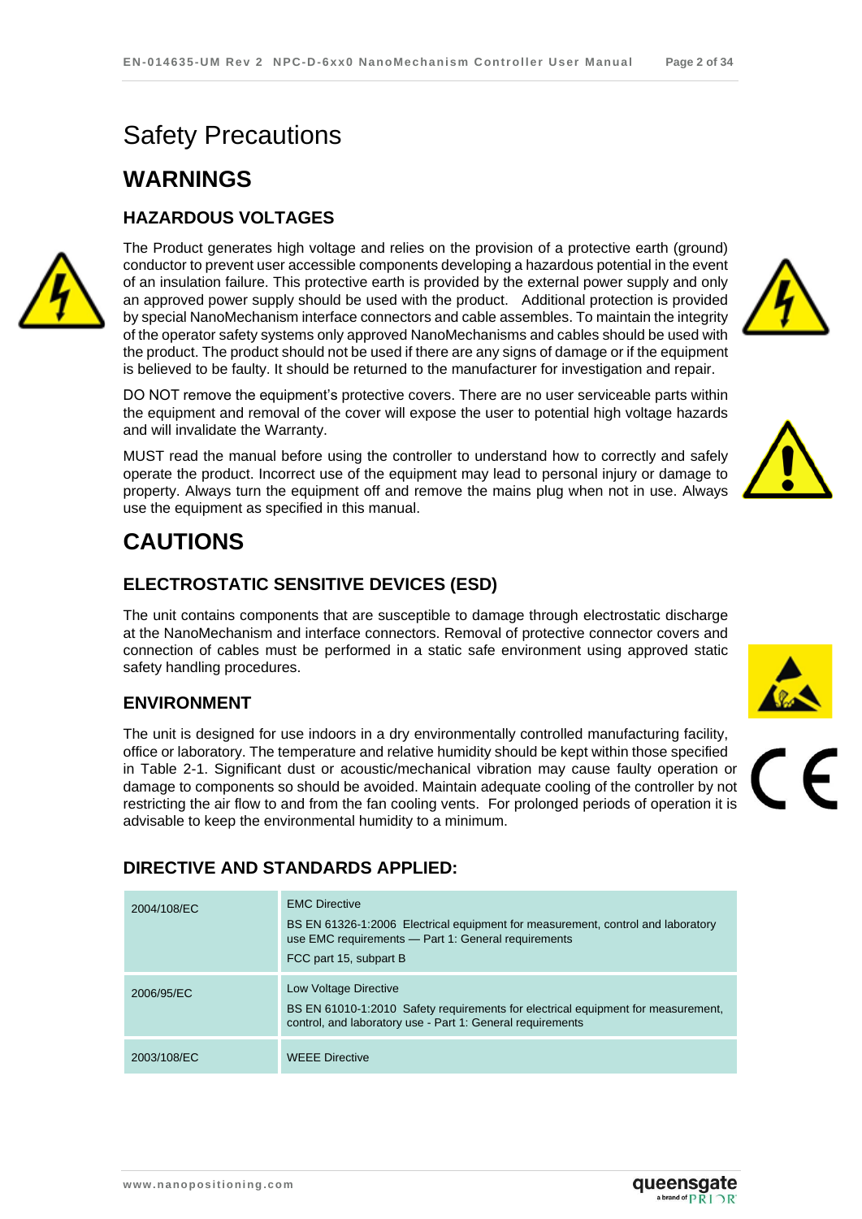# Safety Precautions

## WARNINGS

### HAZARDOUS VOLTAGES

The Product generates high voltage and relies on the provision of a protective earth (ground) conductor to prevent user accessible components developing a hazardous potential in the event of an insulation failure. This protective earth is provided by the external power supply and only an approved power supply should be used with the product. Additional protection is provided by special NanoMechanism interface connectors and cable assembles. To maintain the integrity of the operator safety systems only approved NanoMechanisms and cables should be used with the product. The product should not be used if there are any signs of damage or if the equipment is believed to be faulty. It should be returned to the manufacturer for investigation and repair.

DO NOT remove the equipment's protective covers. There are no user serviceable parts within the equipment and removal of the cover will expose the user to potential high voltage hazards and will invalidate the Warranty.

MUST read the manual before using the controller to understand how to correctly and safely operate the product. Incorrect use of the equipment may lead to personal injury or damage to property. Always turn the equipment off and remove the mains plug when not in use. Always use the equipment as specified in this manual.

## CAUTIONS

### ELECTROSTATIC SENSITIVE DEVICES (ESD)

The unit contains components that are susceptible to damage through electrostatic discharge at the NanoMechanism and interface connectors. Removal of protective connector covers and connection of cables must be performed in a static safe environment using approved static safety handling procedures.

### ENVIRONMENT

The unit is designed for use indoors in a dry environmentally controlled manufacturing facility, office or laboratory. The temperature and relative humidity should be kept within those specified in Table 2-1. Significant dust or acoustic/mechanical vibration may cause faulty operation or damage to components so should be avoided. Maintain adequate cooling of the controller by not restricting the air flow to and from the fan cooling vents. For prolonged periods of operation it is advisable to keep the environmental humidity to a minimum.

### DIRECTIVE AND STANDARDS APPLIED:

| | |
|---|---|
| 2004/108/EC | EMC Directive<br>BS EN 61326-1:2006 Electrical equipment for measurement, control and laboratory use EMC requirements — Part 1: General requirements<br>FCC part 15, subpart B |
| 2006/95/EC | Low Voltage Directive<br>BS EN 61010-1:2010 Safety requirements for electrical equipment for measurement, control, and laboratory use - Part 1: General requirements |
| 2003/108/EC | WEEE Directive |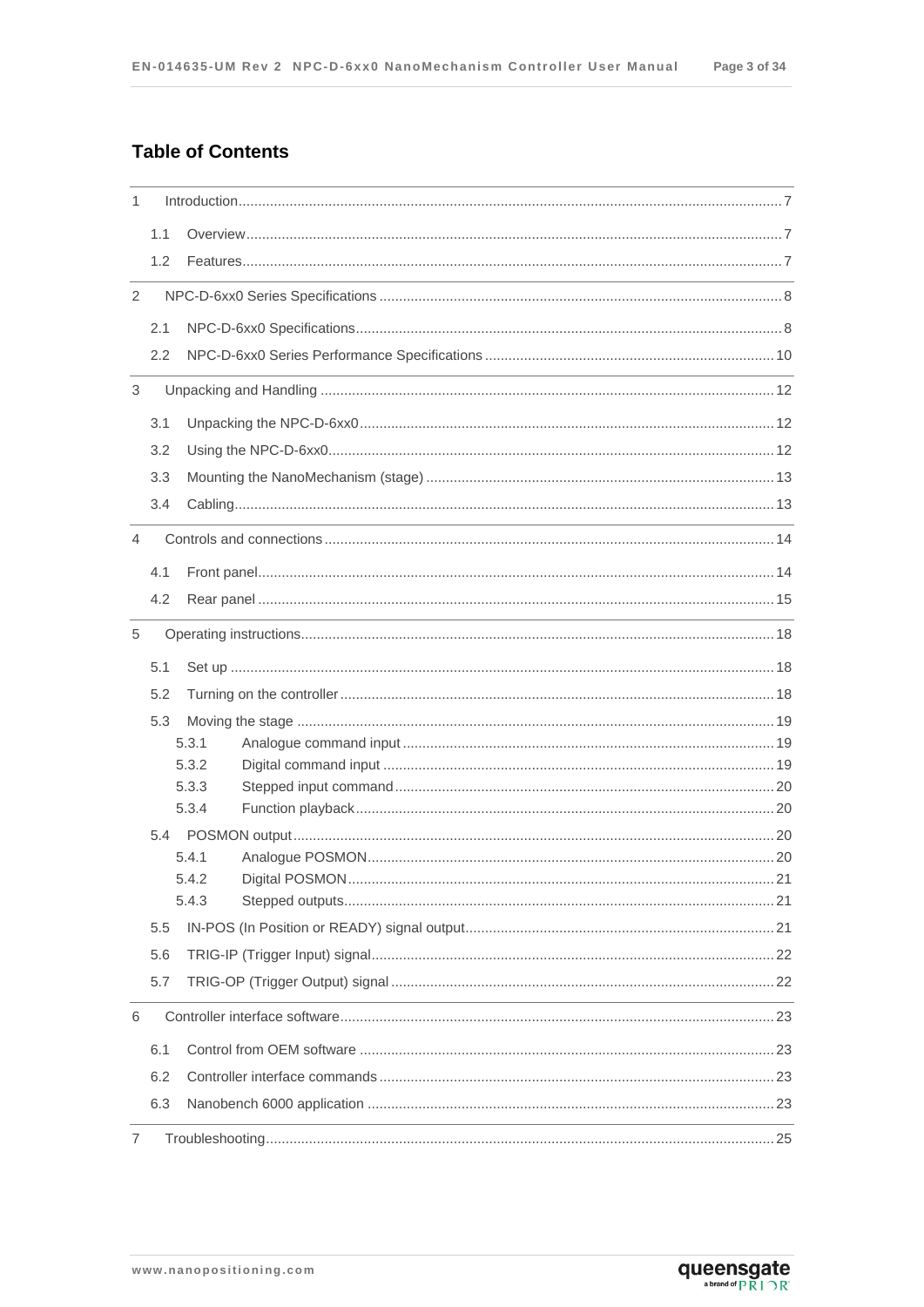## Table of Contents

- 1 Introduction ... 7
  - 1.1 Overview ... 7
  - 1.2 Features ... 7
- 2 NPC-D-6xx0 Series Specifications ... 8
  - 2.1 NPC-D-6xx0 Specifications ... 8
  - 2.2 NPC-D-6xx0 Series Performance Specifications ... 10
- 3 Unpacking and Handling ... 12
  - 3.1 Unpacking the NPC-D-6xx0 ... 12
  - 3.2 Using the NPC-D-6xx0 ... 12
  - 3.3 Mounting the NanoMechanism (stage) ... 13
  - 3.4 Cabling ... 13
- 4 Controls and connections ... 14
  - 4.1 Front panel ... 14
  - 4.2 Rear panel ... 15
- 5 Operating instructions ... 18
  - 5.1 Set up ... 18
  - 5.2 Turning on the controller ... 18
  - 5.3 Moving the stage ... 19
    - 5.3.1 Analogue command input ... 19
    - 5.3.2 Digital command input ... 19
    - 5.3.3 Stepped input command ... 20
    - 5.3.4 Function playback ... 20
  - 5.4 POSMON output ... 20
    - 5.4.1 Analogue POSMON ... 20
    - 5.4.2 Digital POSMON ... 21
    - 5.4.3 Stepped outputs ... 21
  - 5.5 IN-POS (In Position or READY) signal output ... 21
  - 5.6 TRIG-IP (Trigger Input) signal ... 22
  - 5.7 TRIG-OP (Trigger Output) signal ... 22
- 6 Controller interface software ... 23
  - 6.1 Control from OEM software ... 23
  - 6.2 Controller interface commands ... 23
  - 6.3 Nanobench 6000 application ... 23
- 7 Troubleshooting ... 25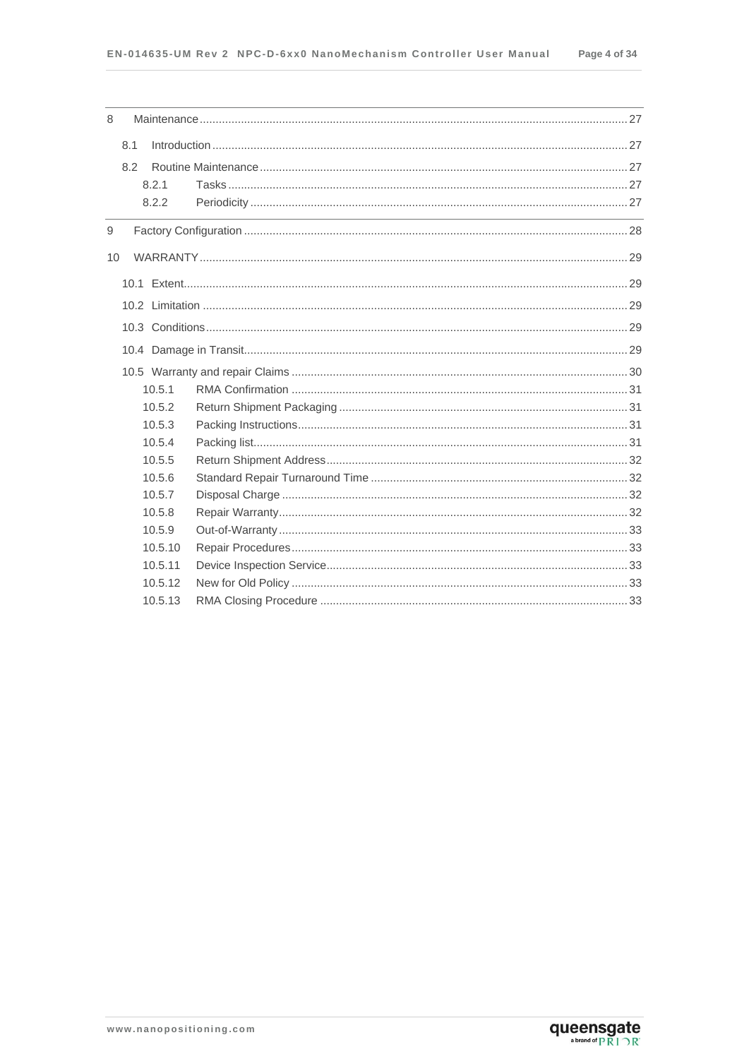8 Maintenance ........................................................................ 27

8.1 Introduction ........................................................................ 27

8.2 Routine Maintenance ........................................................................ 27

8.2.1 Tasks ........................................................................ 27

8.2.2 Periodicity ........................................................................ 27

9 Factory Configuration ........................................................................ 28

10 WARRANTY ........................................................................ 29

10.1 Extent ........................................................................ 29

10.2 Limitation ........................................................................ 29

10.3 Conditions ........................................................................ 29

10.4 Damage in Transit ........................................................................ 29

10.5 Warranty and repair Claims ........................................................................ 30

10.5.1 RMA Confirmation ........................................................................ 31

10.5.2 Return Shipment Packaging ........................................................................ 31

10.5.3 Packing Instructions ........................................................................ 31

10.5.4 Packing list ........................................................................ 31

10.5.5 Return Shipment Address ........................................................................ 32

10.5.6 Standard Repair Turnaround Time ........................................................................ 32

10.5.7 Disposal Charge ........................................................................ 32

10.5.8 Repair Warranty ........................................................................ 32

10.5.9 Out-of-Warranty ........................................................................ 33

10.5.10 Repair Procedures ........................................................................ 33

10.5.11 Device Inspection Service ........................................................................ 33

10.5.12 New for Old Policy ........................................................................ 33

10.5.13 RMA Closing Procedure ........................................................................ 33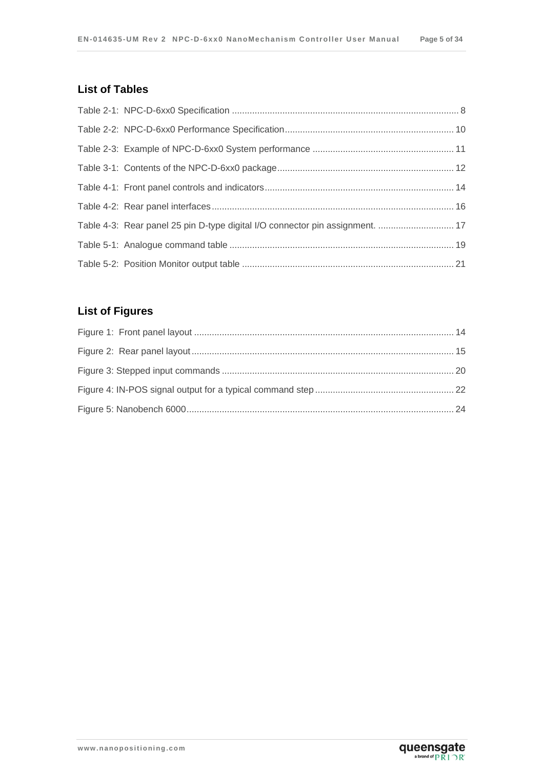## List of Tables

Table 2-1: NPC-D-6xx0 Specification ........................................................................................ 8

Table 2-2: NPC-D-6xx0 Performance Specification.................................................................. 10

Table 2-3: Example of NPC-D-6xx0 System performance ....................................................... 11

Table 3-1: Contents of the NPC-D-6xx0 package..................................................................... 12

Table 4-1: Front panel controls and indicators.......................................................................... 14

Table 4-2: Rear panel interfaces............................................................................................... 16

Table 4-3: Rear panel 25 pin D-type digital I/O connector pin assignment. ............................. 17

Table 5-1: Analogue command table ........................................................................................ 19

Table 5-2: Position Monitor output table ................................................................................... 21

## List of Figures

Figure 1: Front panel layout ...................................................................................................... 14

Figure 2: Rear panel layout....................................................................................................... 15

Figure 3: Stepped input commands .......................................................................................... 20

Figure 4: IN-POS signal output for a typical command step...................................................... 22

Figure 5: Nanobench 6000........................................................................................................ 24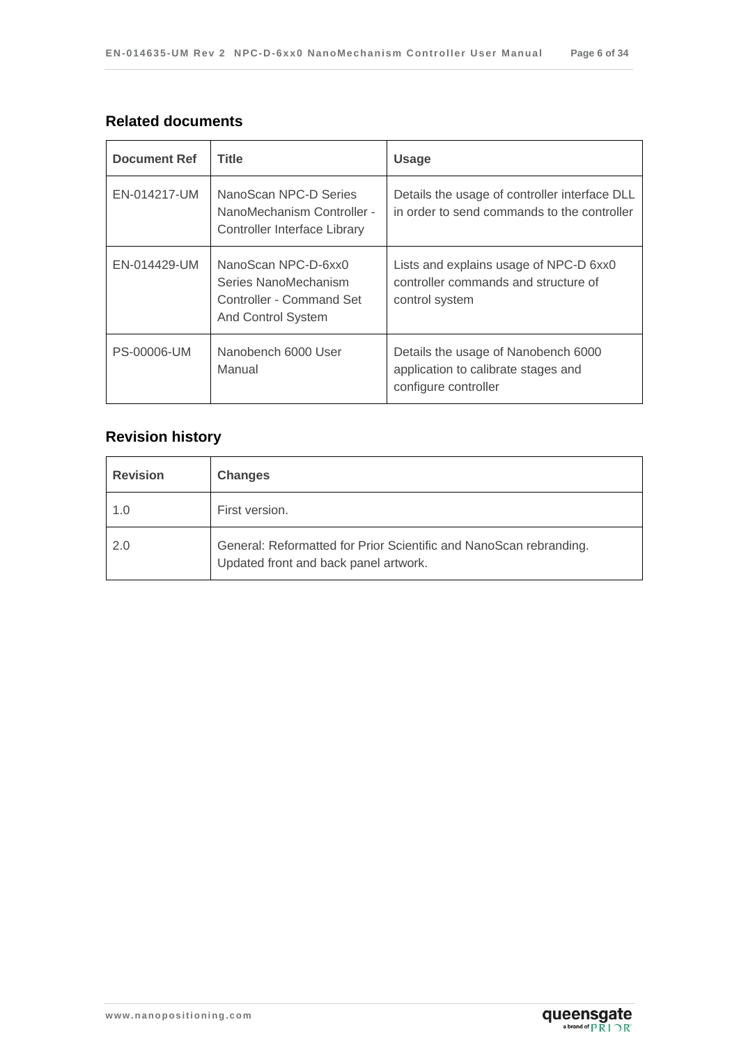## Related documents

| Document Ref | Title | Usage |
|---|---|---|
| EN-014217-UM | NanoScan NPC-D Series NanoMechanism Controller - Controller Interface Library | Details the usage of controller interface DLL in order to send commands to the controller |
| EN-014429-UM | NanoScan NPC-D-6xx0 Series NanoMechanism Controller - Command Set And Control System | Lists and explains usage of NPC-D 6xx0 controller commands and structure of control system |
| PS-00006-UM | Nanobench 6000 User Manual | Details the usage of Nanobench 6000 application to calibrate stages and configure controller |

## Revision history

| Revision | Changes |
|---|---|
| 1.0 | First version. |
| 2.0 | General: Reformatted for Prior Scientific and NanoScan rebranding. Updated front and back panel artwork. |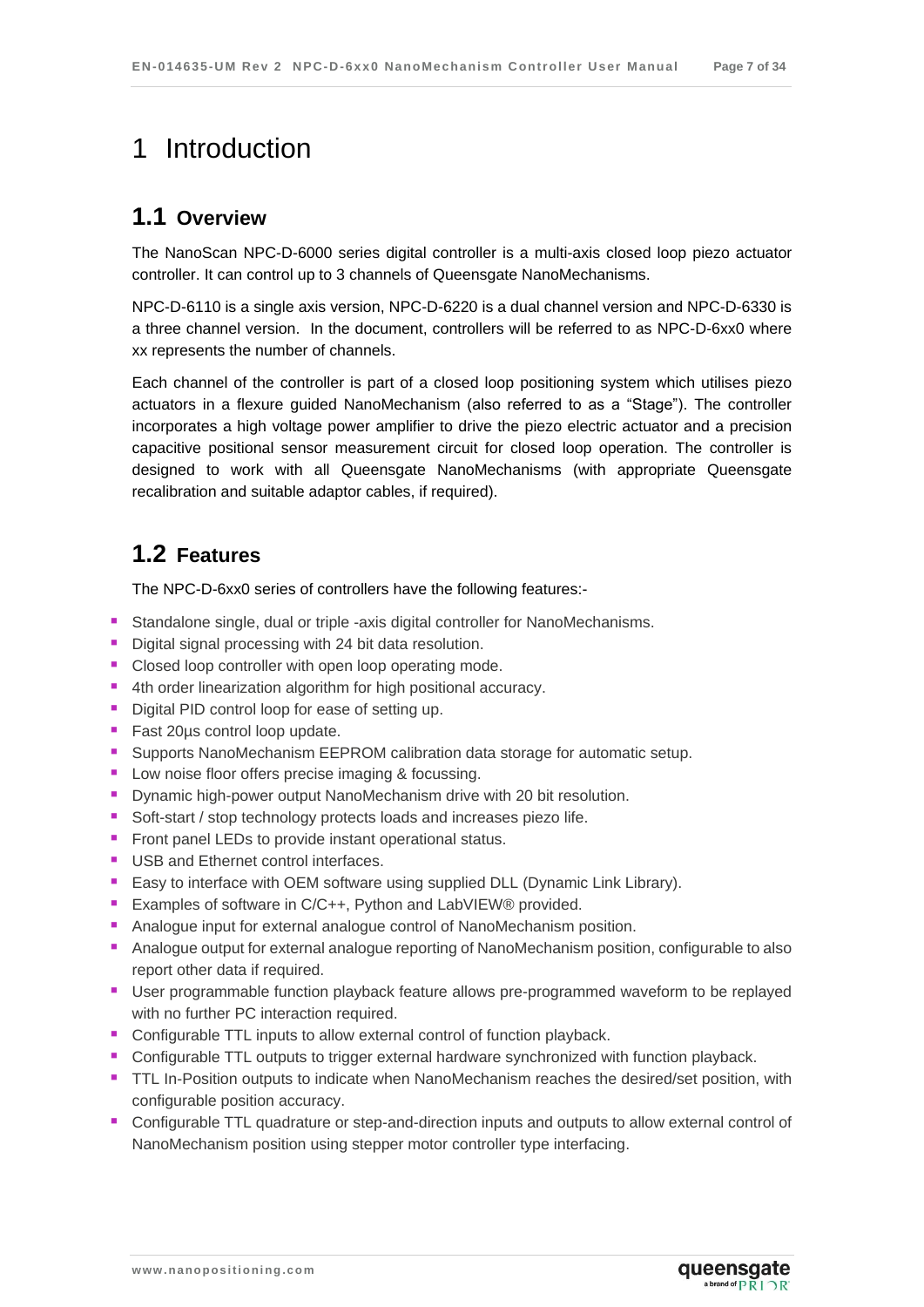# 1 Introduction

## 1.1 Overview

The NanoScan NPC-D-6000 series digital controller is a multi-axis closed loop piezo actuator controller. It can control up to 3 channels of Queensgate NanoMechanisms.

NPC-D-6110 is a single axis version, NPC-D-6220 is a dual channel version and NPC-D-6330 is a three channel version. In the document, controllers will be referred to as NPC-D-6xx0 where xx represents the number of channels.

Each channel of the controller is part of a closed loop positioning system which utilises piezo actuators in a flexure guided NanoMechanism (also referred to as a "Stage"). The controller incorporates a high voltage power amplifier to drive the piezo electric actuator and a precision capacitive positional sensor measurement circuit for closed loop operation. The controller is designed to work with all Queensgate NanoMechanisms (with appropriate Queensgate recalibration and suitable adaptor cables, if required).

## 1.2 Features

The NPC-D-6xx0 series of controllers have the following features:-

- Standalone single, dual or triple -axis digital controller for NanoMechanisms.
- Digital signal processing with 24 bit data resolution.
- Closed loop controller with open loop operating mode.
- 4th order linearization algorithm for high positional accuracy.
- Digital PID control loop for ease of setting up.
- Fast 20µs control loop update.
- Supports NanoMechanism EEPROM calibration data storage for automatic setup.
- Low noise floor offers precise imaging & focussing.
- Dynamic high-power output NanoMechanism drive with 20 bit resolution.
- Soft-start / stop technology protects loads and increases piezo life.
- Front panel LEDs to provide instant operational status.
- USB and Ethernet control interfaces.
- Easy to interface with OEM software using supplied DLL (Dynamic Link Library).
- Examples of software in C/C++, Python and LabVIEW® provided.
- Analogue input for external analogue control of NanoMechanism position.
- Analogue output for external analogue reporting of NanoMechanism position, configurable to also report other data if required.
- User programmable function playback feature allows pre-programmed waveform to be replayed with no further PC interaction required.
- Configurable TTL inputs to allow external control of function playback.
- Configurable TTL outputs to trigger external hardware synchronized with function playback.
- TTL In-Position outputs to indicate when NanoMechanism reaches the desired/set position, with configurable position accuracy.
- Configurable TTL quadrature or step-and-direction inputs and outputs to allow external control of NanoMechanism position using stepper motor controller type interfacing.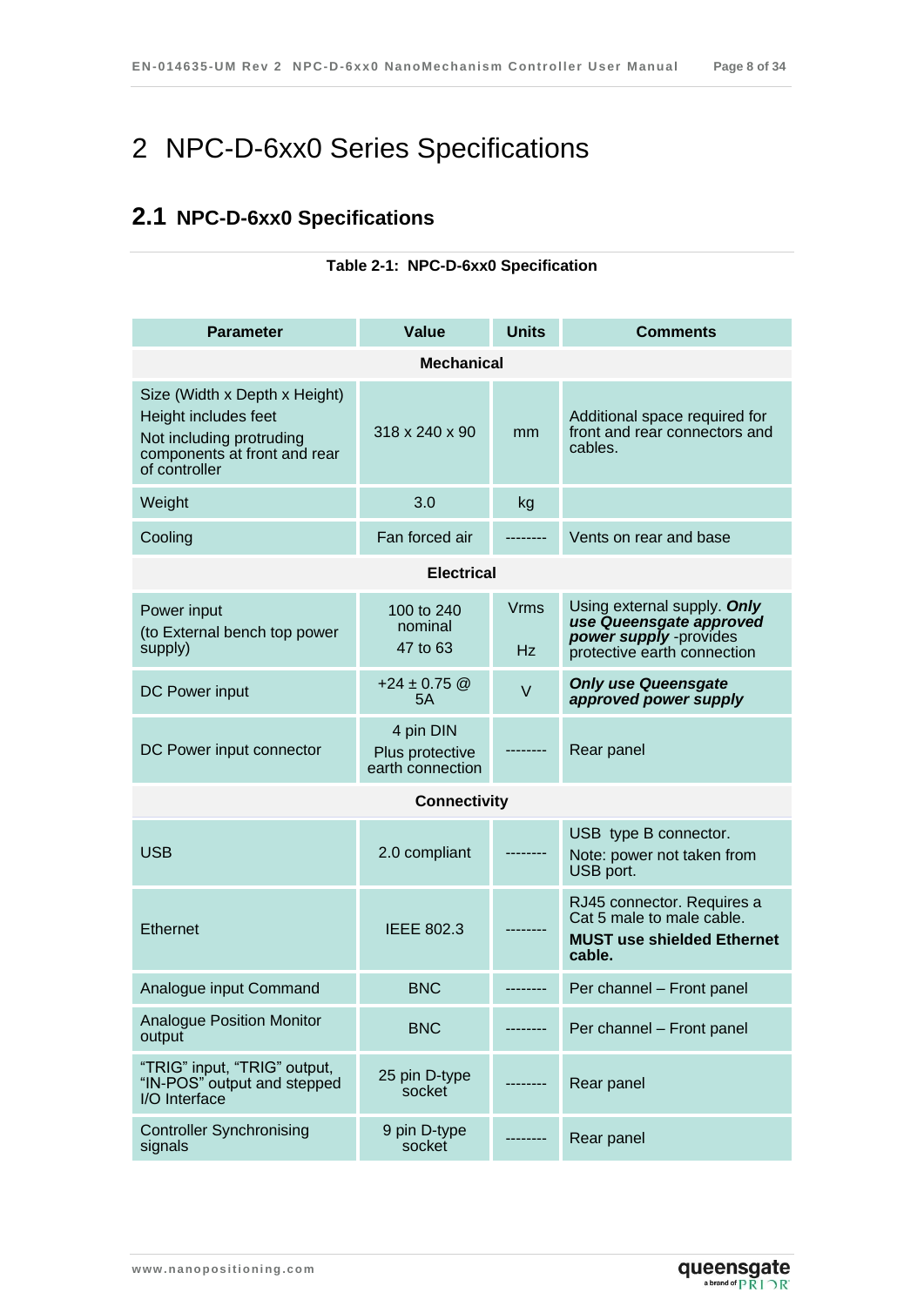# 2 NPC-D-6xx0 Series Specifications

## 2.1 NPC-D-6xx0 Specifications

**Table 2-1: NPC-D-6xx0 Specification**

| Parameter | Value | Units | Comments |
|---|---|---|---|
| **Mechanical** | | | |
| Size (Width x Depth x Height) Height includes feet Not including protruding components at front and rear of controller | 318 x 240 x 90 | mm | Additional space required for front and rear connectors and cables. |
| Weight | 3.0 | kg | |
| Cooling | Fan forced air | -------- | Vents on rear and base |
| **Electrical** | | | |
| Power input (to External bench top power supply) | 100 to 240 nominal 47 to 63 | Vrms Hz | Using external supply. ***Only use Queensgate approved power supply*** -provides protective earth connection |
| DC Power input | +24 ± 0.75 @ 5A | V | ***Only use Queensgate approved power supply*** |
| DC Power input connector | 4 pin DIN Plus protective earth connection | -------- | Rear panel |
| **Connectivity** | | | |
| USB | 2.0 compliant | -------- | USB type B connector. Note: power not taken from USB port. |
| Ethernet | IEEE 802.3 | -------- | RJ45 connector. Requires a Cat 5 male to male cable. **MUST use shielded Ethernet cable.** |
| Analogue input Command | BNC | -------- | Per channel – Front panel |
| Analogue Position Monitor output | BNC | -------- | Per channel – Front panel |
| “TRIG” input, “TRIG” output, “IN-POS” output and stepped I/O Interface | 25 pin D-type socket | -------- | Rear panel |
| Controller Synchronising signals | 9 pin D-type socket | -------- | Rear panel |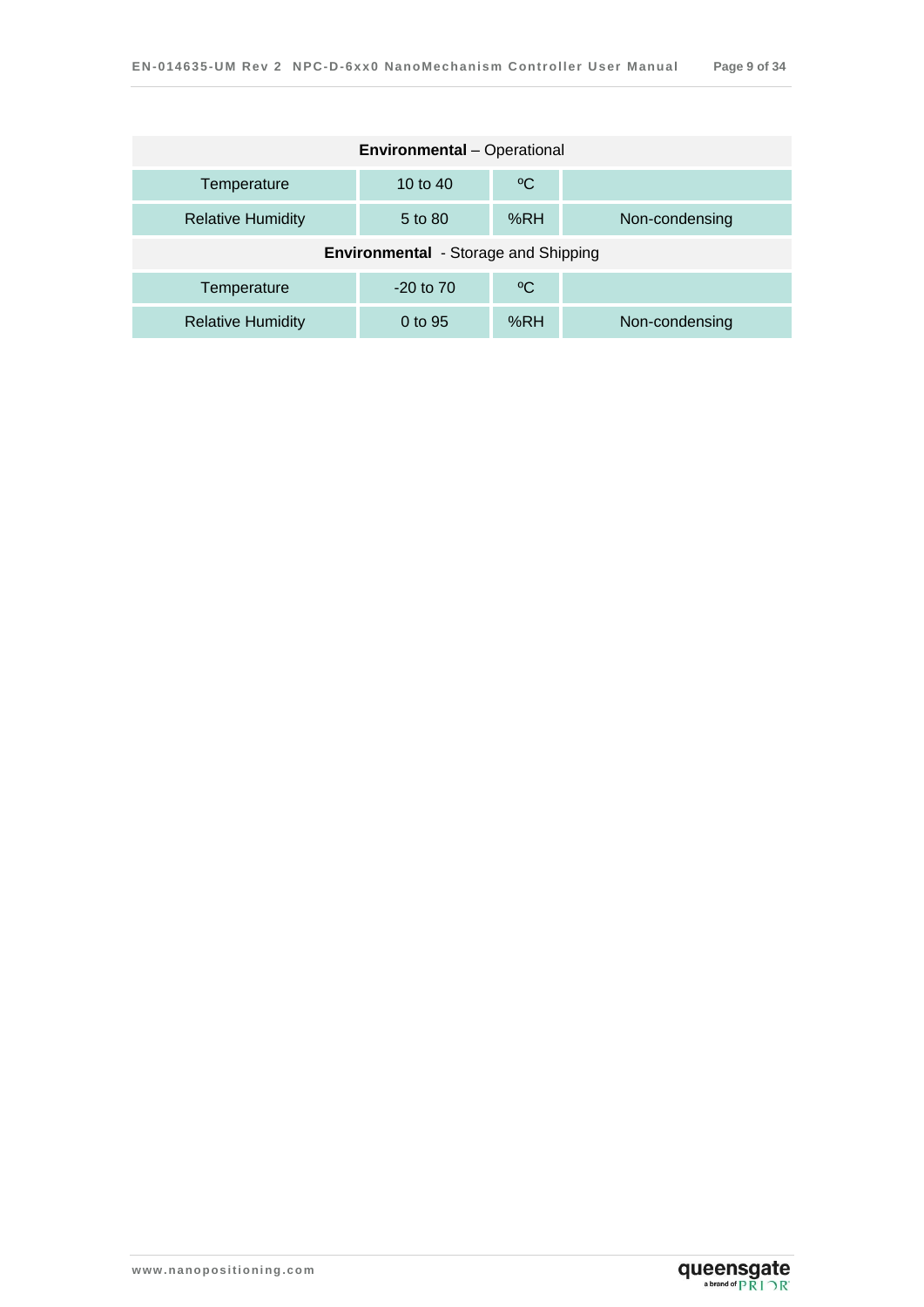| **Environmental** – Operational | | | |
|---|---|---|---|
| Temperature | 10 to 40 | ºC | |
| Relative Humidity | 5 to 80 | %RH | Non-condensing |
| **Environmental** - Storage and Shipping | | | |
| Temperature | -20 to 70 | ºC | |
| Relative Humidity | 0 to 95 | %RH | Non-condensing |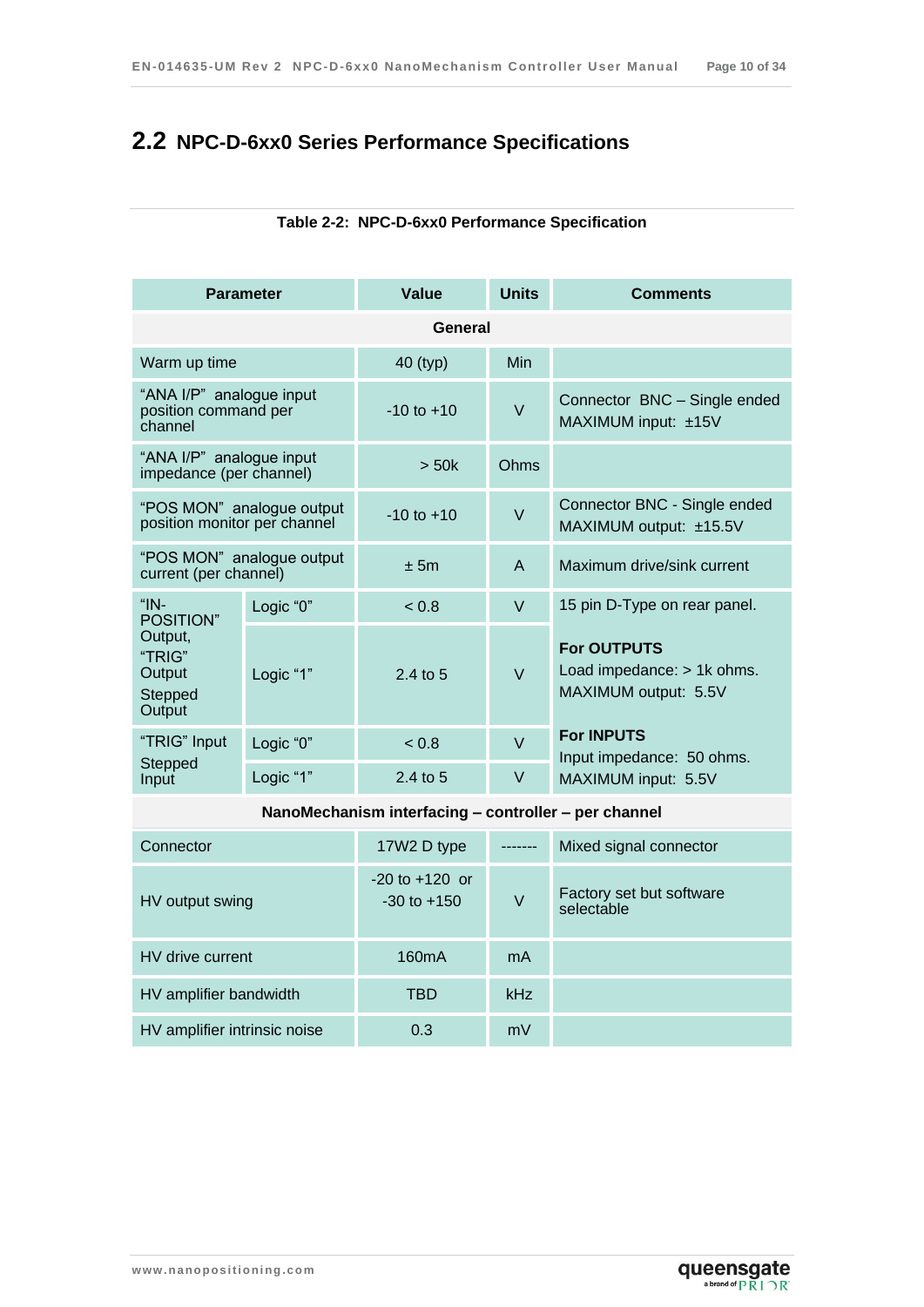## 2.2 NPC-D-6xx0 Series Performance Specifications

**Table 2-2: NPC-D-6xx0 Performance Specification**

| Parameter | | Value | Units | Comments |
|---|---|---|---|---|
| **General** | | | | |
| Warm up time | | 40 (typ) | Min | |
| "ANA I/P" analogue input position command per channel | | -10 to +10 | V | Connector BNC – Single ended MAXIMUM input: ±15V |
| "ANA I/P" analogue input impedance (per channel) | | > 50k | Ohms | |
| "POS MON" analogue output position monitor per channel | | -10 to +10 | V | Connector BNC - Single ended MAXIMUM output: ±15.5V |
| "POS MON" analogue output current (per channel) | | ± 5m | A | Maximum drive/sink current |
| "IN-POSITION" Output, "TRIG" Output Stepped Output | Logic "0" | < 0.8 | V | 15 pin D-Type on rear panel. |
| | Logic "1" | 2.4 to 5 | V | **For OUTPUTS** Load impedance: > 1k ohms. MAXIMUM output: 5.5V |
| "TRIG" Input Stepped Input | Logic "0" | < 0.8 | V | **For INPUTS** Input impedance: 50 ohms. MAXIMUM input: 5.5V |
| | Logic "1" | 2.4 to 5 | V | |
| **NanoMechanism interfacing – controller – per channel** | | | | |
| Connector | | 17W2 D type | ------- | Mixed signal connector |
| HV output swing | | -20 to +120 or -30 to +150 | V | Factory set but software selectable |
| HV drive current | | 160mA | mA | |
| HV amplifier bandwidth | | TBD | kHz | |
| HV amplifier intrinsic noise | | 0.3 | mV | |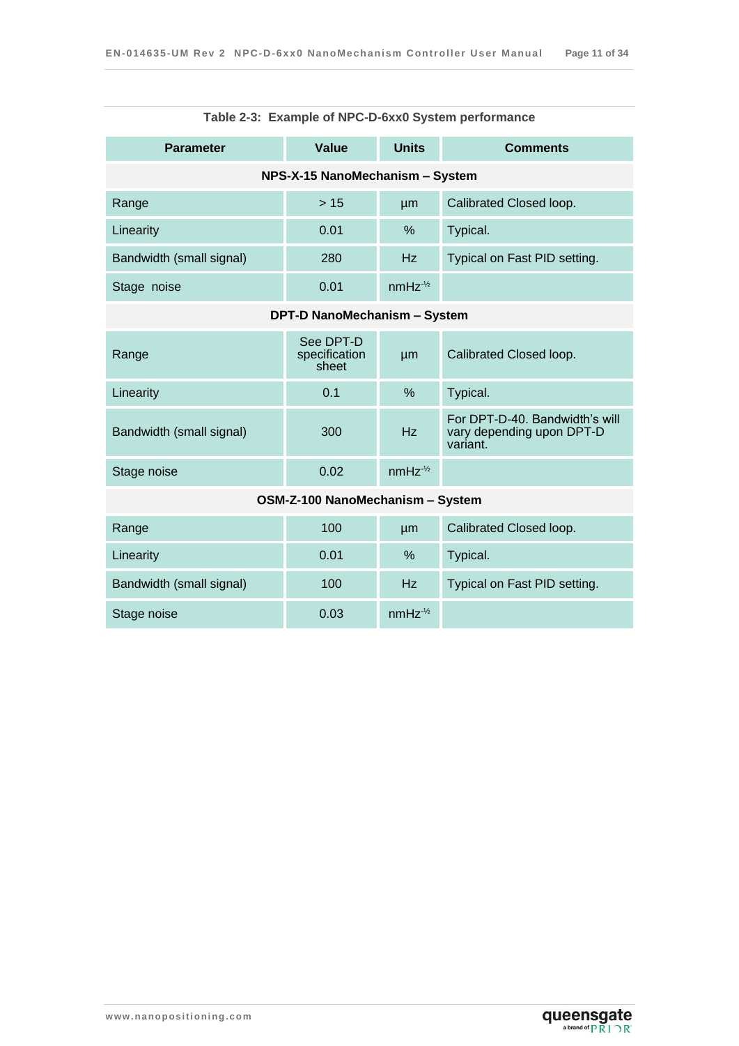Table 2-3: Example of NPC-D-6xx0 System performance

| Parameter | Value | Units | Comments |
|---|---|---|---|
| **NPS-X-15 NanoMechanism – System** | | | |
| Range | > 15 | µm | Calibrated Closed loop. |
| Linearity | 0.01 | % | Typical. |
| Bandwidth (small signal) | 280 | Hz | Typical on Fast PID setting. |
| Stage noise | 0.01 | $nmHz^{-½}$ | |
| **DPT-D NanoMechanism – System** | | | |
| Range | See DPT-D specification sheet | µm | Calibrated Closed loop. |
| Linearity | 0.1 | % | Typical. |
| Bandwidth (small signal) | 300 | Hz | For DPT-D-40. Bandwidth's will vary depending upon DPT-D variant. |
| Stage noise | 0.02 | $nmHz^{-½}$ | |
| **OSM-Z-100 NanoMechanism – System** | | | |
| Range | 100 | µm | Calibrated Closed loop. |
| Linearity | 0.01 | % | Typical. |
| Bandwidth (small signal) | 100 | Hz | Typical on Fast PID setting. |
| Stage noise | 0.03 | $nmHz^{-½}$ | |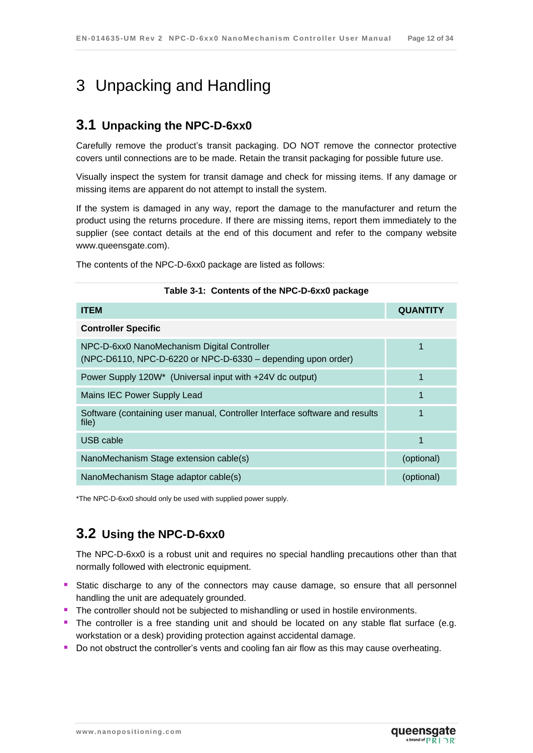# 3 Unpacking and Handling

## 3.1 Unpacking the NPC-D-6xx0

Carefully remove the product's transit packaging. DO NOT remove the connector protective covers until connections are to be made. Retain the transit packaging for possible future use.

Visually inspect the system for transit damage and check for missing items. If any damage or missing items are apparent do not attempt to install the system.

If the system is damaged in any way, report the damage to the manufacturer and return the product using the returns procedure. If there are missing items, report them immediately to the supplier (see contact details at the end of this document and refer to the company website www.queensgate.com).

The contents of the NPC-D-6xx0 package are listed as follows:

**Table 3-1: Contents of the NPC-D-6xx0 package**

| ITEM | QUANTITY |
|---|---|
| **Controller Specific** | |
| NPC-D-6xx0 NanoMechanism Digital Controller<br>(NPC-D6110, NPC-D-6220 or NPC-D-6330 – depending upon order) | 1 |
| Power Supply 120W* (Universal input with +24V dc output) | 1 |
| Mains IEC Power Supply Lead | 1 |
| Software (containing user manual, Controller Interface software and results file) | 1 |
| USB cable | 1 |
| NanoMechanism Stage extension cable(s) | (optional) |
| NanoMechanism Stage adaptor cable(s) | (optional) |

*The NPC-D-6xx0 should only be used with supplied power supply.

## 3.2 Using the NPC-D-6xx0

The NPC-D-6xx0 is a robust unit and requires no special handling precautions other than that normally followed with electronic equipment.

- Static discharge to any of the connectors may cause damage, so ensure that all personnel handling the unit are adequately grounded.
- The controller should not be subjected to mishandling or used in hostile environments.
- The controller is a free standing unit and should be located on any stable flat surface (e.g. workstation or a desk) providing protection against accidental damage.
- Do not obstruct the controller's vents and cooling fan air flow as this may cause overheating.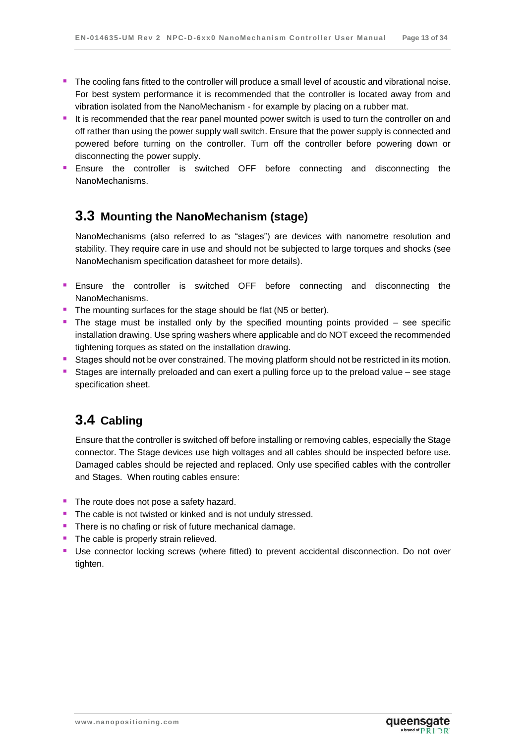- The cooling fans fitted to the controller will produce a small level of acoustic and vibrational noise. For best system performance it is recommended that the controller is located away from and vibration isolated from the NanoMechanism - for example by placing on a rubber mat.
- It is recommended that the rear panel mounted power switch is used to turn the controller on and off rather than using the power supply wall switch. Ensure that the power supply is connected and powered before turning on the controller. Turn off the controller before powering down or disconnecting the power supply.
- Ensure the controller is switched OFF before connecting and disconnecting the NanoMechanisms.

## 3.3 Mounting the NanoMechanism (stage)

NanoMechanisms (also referred to as "stages") are devices with nanometre resolution and stability. They require care in use and should not be subjected to large torques and shocks (see NanoMechanism specification datasheet for more details).

- Ensure the controller is switched OFF before connecting and disconnecting the NanoMechanisms.
- The mounting surfaces for the stage should be flat (N5 or better).
- The stage must be installed only by the specified mounting points provided – see specific installation drawing. Use spring washers where applicable and do NOT exceed the recommended tightening torques as stated on the installation drawing.
- Stages should not be over constrained. The moving platform should not be restricted in its motion.
- Stages are internally preloaded and can exert a pulling force up to the preload value – see stage specification sheet.

## 3.4 Cabling

Ensure that the controller is switched off before installing or removing cables, especially the Stage connector. The Stage devices use high voltages and all cables should be inspected before use. Damaged cables should be rejected and replaced. Only use specified cables with the controller and Stages. When routing cables ensure:

- The route does not pose a safety hazard.
- The cable is not twisted or kinked and is not unduly stressed.
- There is no chafing or risk of future mechanical damage.
- The cable is properly strain relieved.
- Use connector locking screws (where fitted) to prevent accidental disconnection. Do not over tighten.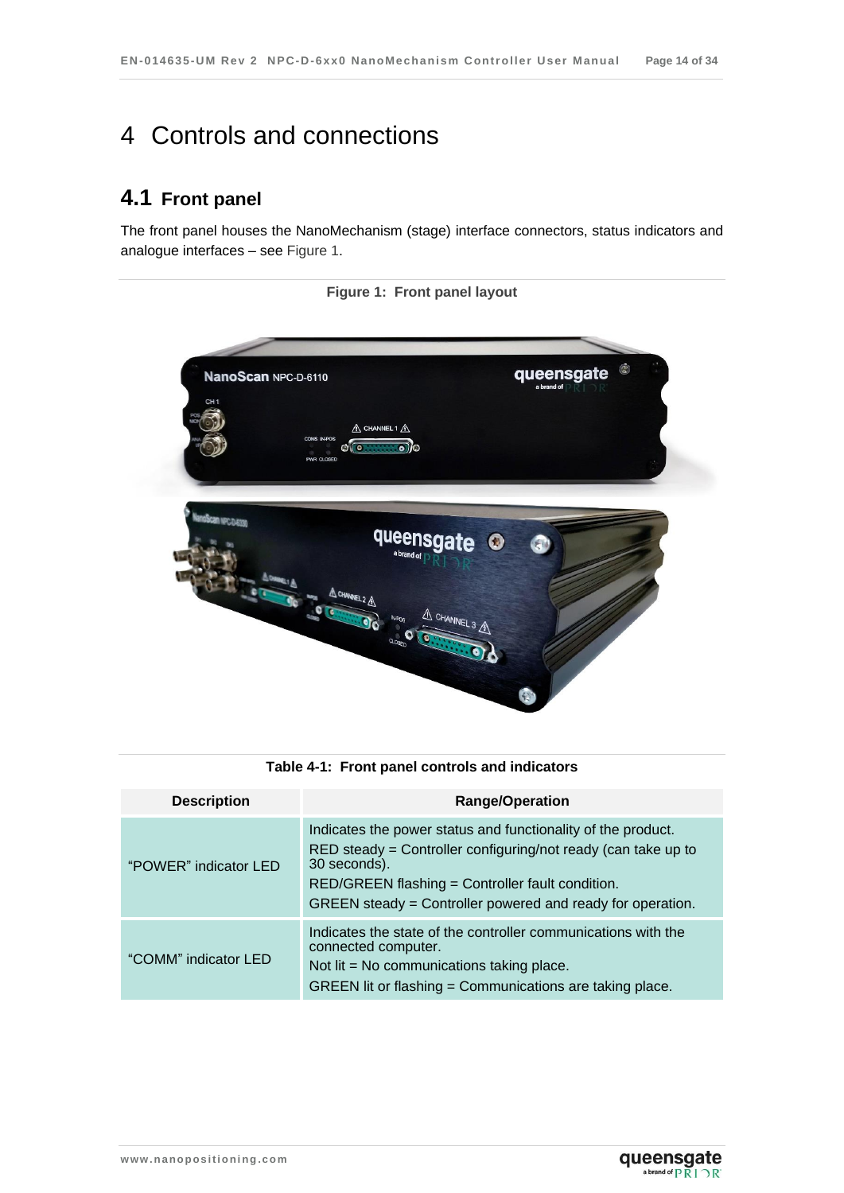# 4 Controls and connections

## 4.1 Front panel

The front panel houses the NanoMechanism (stage) interface connectors, status indicators and analogue interfaces – see Figure 1.

**Figure 1: Front panel layout**

**Table 4-1: Front panel controls and indicators**

| Description | Range/Operation |
|---|---|
| "POWER" indicator LED | Indicates the power status and functionality of the product.<br>RED steady = Controller configuring/not ready (can take up to 30 seconds).<br>RED/GREEN flashing = Controller fault condition.<br>GREEN steady = Controller powered and ready for operation. |
| "COMM" indicator LED | Indicates the state of the controller communications with the connected computer.<br>Not lit = No communications taking place.<br>GREEN lit or flashing = Communications are taking place. |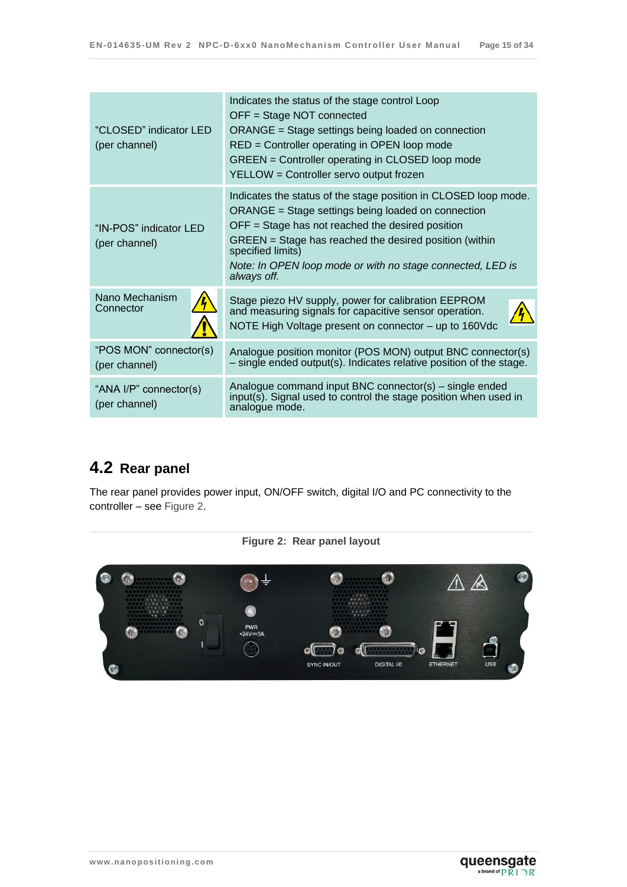| | |
|---|---|
| "CLOSED" indicator LED (per channel) | Indicates the status of the stage control Loop<br>OFF = Stage NOT connected<br>ORANGE = Stage settings being loaded on connection<br>RED = Controller operating in OPEN loop mode<br>GREEN = Controller operating in CLOSED loop mode<br>YELLOW = Controller servo output frozen |
| "IN-POS" indicator LED (per channel) | Indicates the status of the stage position in CLOSED loop mode.<br>ORANGE = Stage settings being loaded on connection<br>OFF = Stage has not reached the desired position<br>GREEN = Stage has reached the desired position (within specified limits)<br>*Note: In OPEN loop mode or with no stage connected, LED is always off.* |
| Nano Mechanism Connector | Stage piezo HV supply, power for calibration EEPROM and measuring signals for capacitive sensor operation.<br>NOTE High Voltage present on connector – up to 160Vdc |
| "POS MON" connector(s) (per channel) | Analogue position monitor (POS MON) output BNC connector(s) – single ended output(s). Indicates relative position of the stage. |
| "ANA I/P" connector(s) (per channel) | Analogue command input BNC connector(s) – single ended input(s). Signal used to control the stage position when used in analogue mode. |

## 4.2 Rear panel

The rear panel provides power input, ON/OFF switch, digital I/O and PC connectivity to the controller – see Figure 2.

**Figure 2: Rear panel layout**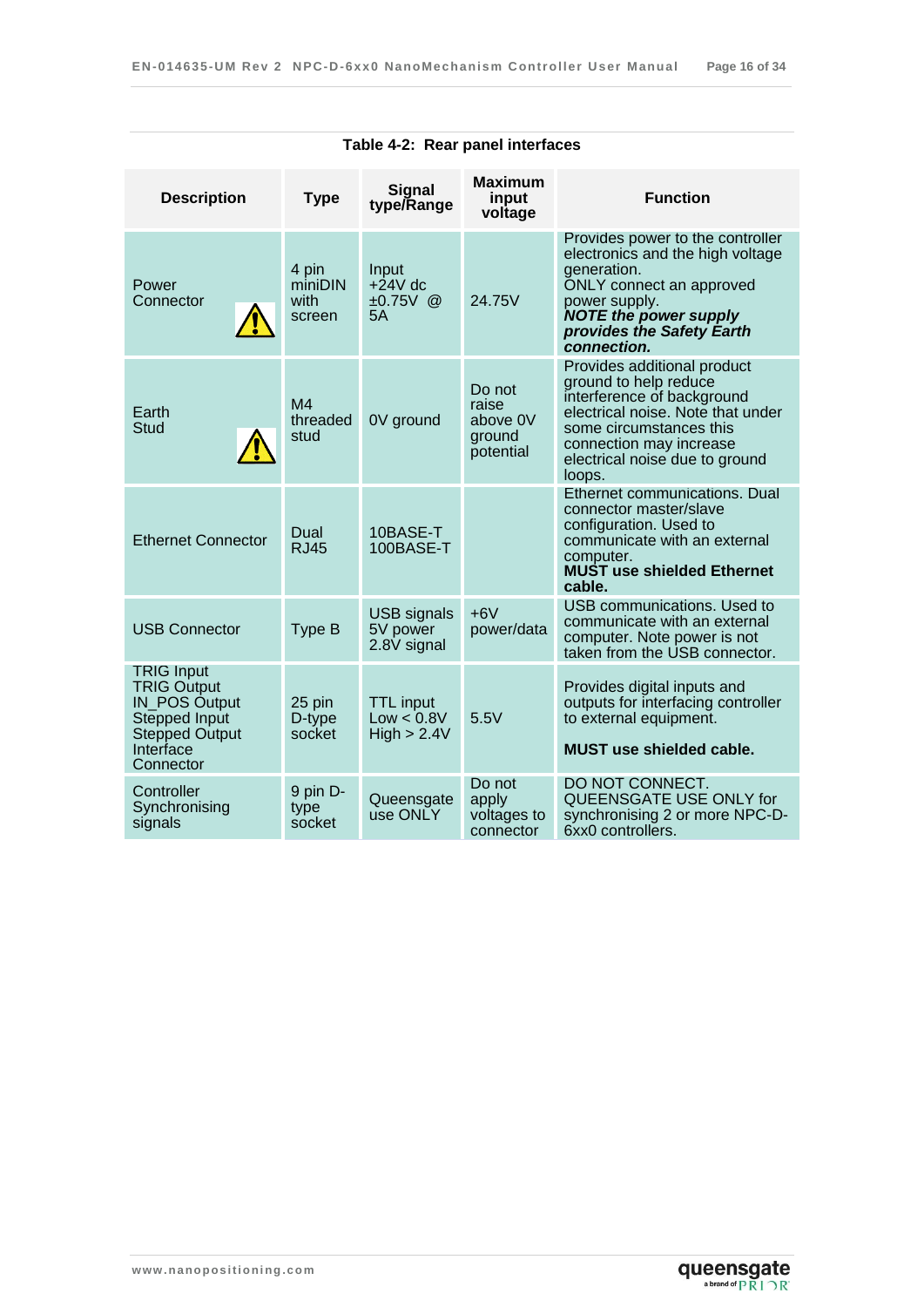**Table 4-2: Rear panel interfaces**

| Description | Type | Signal type/Range | Maximum input voltage | Function |
|---|---|---|---|---|
| Power Connector ⚠ | 4 pin miniDIN with screen | Input +24V dc ±0.75V @ 5A | 24.75V | Provides power to the controller electronics and the high voltage generation. ONLY connect an approved power supply. ***NOTE the power supply provides the Safety Earth connection.*** |
| Earth Stud ⚠ | M4 threaded stud | 0V ground | Do not raise above 0V ground potential | Provides additional product ground to help reduce interference of background electrical noise. Note that under some circumstances this connection may increase electrical noise due to ground loops. |
| Ethernet Connector | Dual RJ45 | 10BASE-T 100BASE-T | | Ethernet communications. Dual connector master/slave configuration. Used to communicate with an external computer. **MUST use shielded Ethernet cable.** |
| USB Connector | Type B | USB signals 5V power 2.8V signal | +6V power/data | USB communications. Used to communicate with an external computer. Note power is not taken from the USB connector. |
| TRIG Input TRIG Output IN_POS Output Stepped Input Stepped Output Interface Connector | 25 pin D-type socket | TTL input Low < 0.8V High > 2.4V | 5.5V | Provides digital inputs and outputs for interfacing controller to external equipment. **MUST use shielded cable.** |
| Controller Synchronising signals | 9 pin D-type socket | Queensgate use ONLY | Do not apply voltages to connector | DO NOT CONNECT. QUEENSGATE USE ONLY for synchronising 2 or more NPC-D-6xx0 controllers. |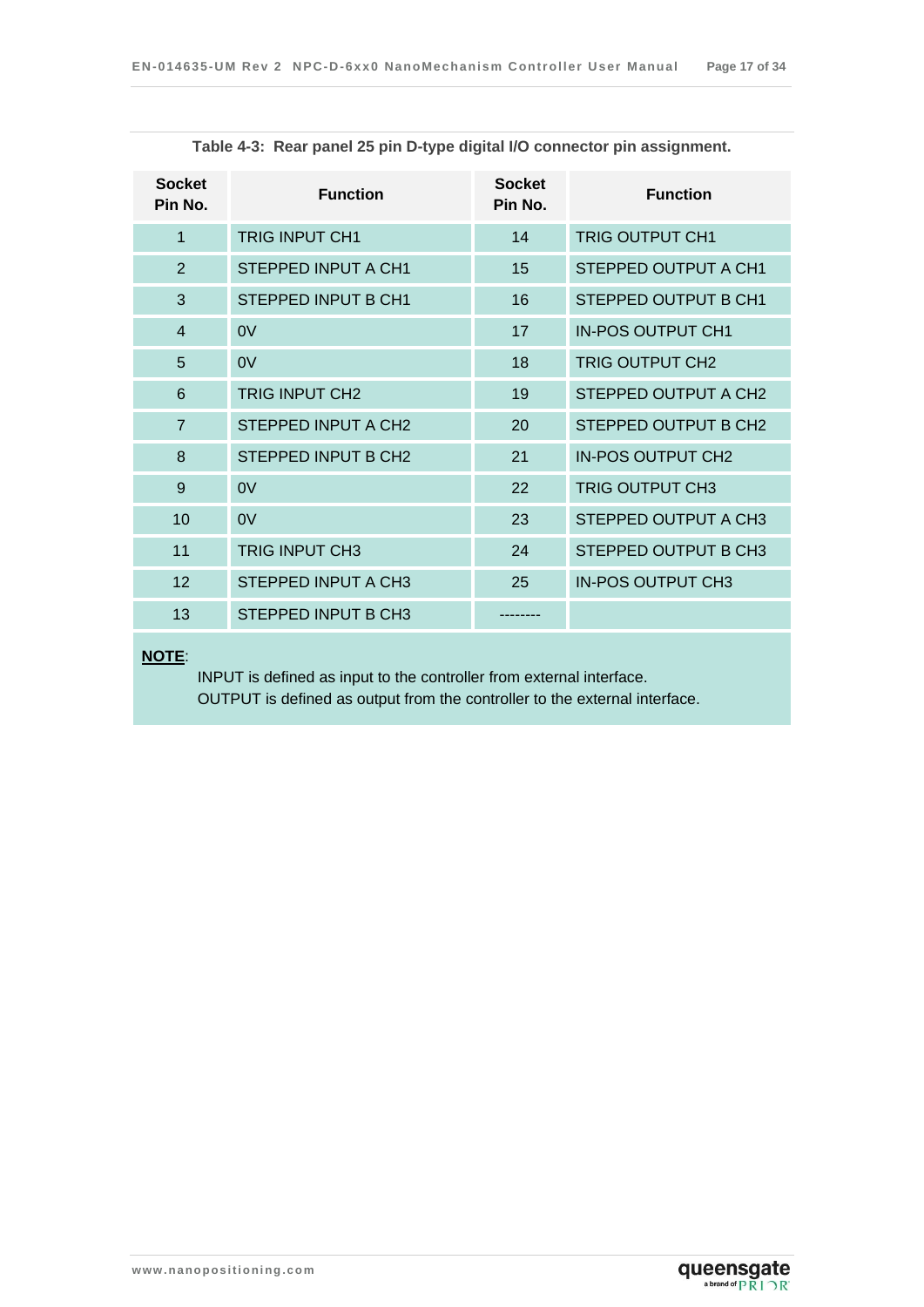**Table 4-3: Rear panel 25 pin D-type digital I/O connector pin assignment.**

| Socket Pin No. | Function | Socket Pin No. | Function |
|---|---|---|---|
| 1 | TRIG INPUT CH1 | 14 | TRIG OUTPUT CH1 |
| 2 | STEPPED INPUT A CH1 | 15 | STEPPED OUTPUT A CH1 |
| 3 | STEPPED INPUT B CH1 | 16 | STEPPED OUTPUT B CH1 |
| 4 | 0V | 17 | IN-POS OUTPUT CH1 |
| 5 | 0V | 18 | TRIG OUTPUT CH2 |
| 6 | TRIG INPUT CH2 | 19 | STEPPED OUTPUT A CH2 |
| 7 | STEPPED INPUT A CH2 | 20 | STEPPED OUTPUT B CH2 |
| 8 | STEPPED INPUT B CH2 | 21 | IN-POS OUTPUT CH2 |
| 9 | 0V | 22 | TRIG OUTPUT CH3 |
| 10 | 0V | 23 | STEPPED OUTPUT A CH3 |
| 11 | TRIG INPUT CH3 | 24 | STEPPED OUTPUT B CH3 |
| 12 | STEPPED INPUT A CH3 | 25 | IN-POS OUTPUT CH3 |
| 13 | STEPPED INPUT B CH3 | -------- | |

**NOTE**:

INPUT is defined as input to the controller from external interface.
OUTPUT is defined as output from the controller to the external interface.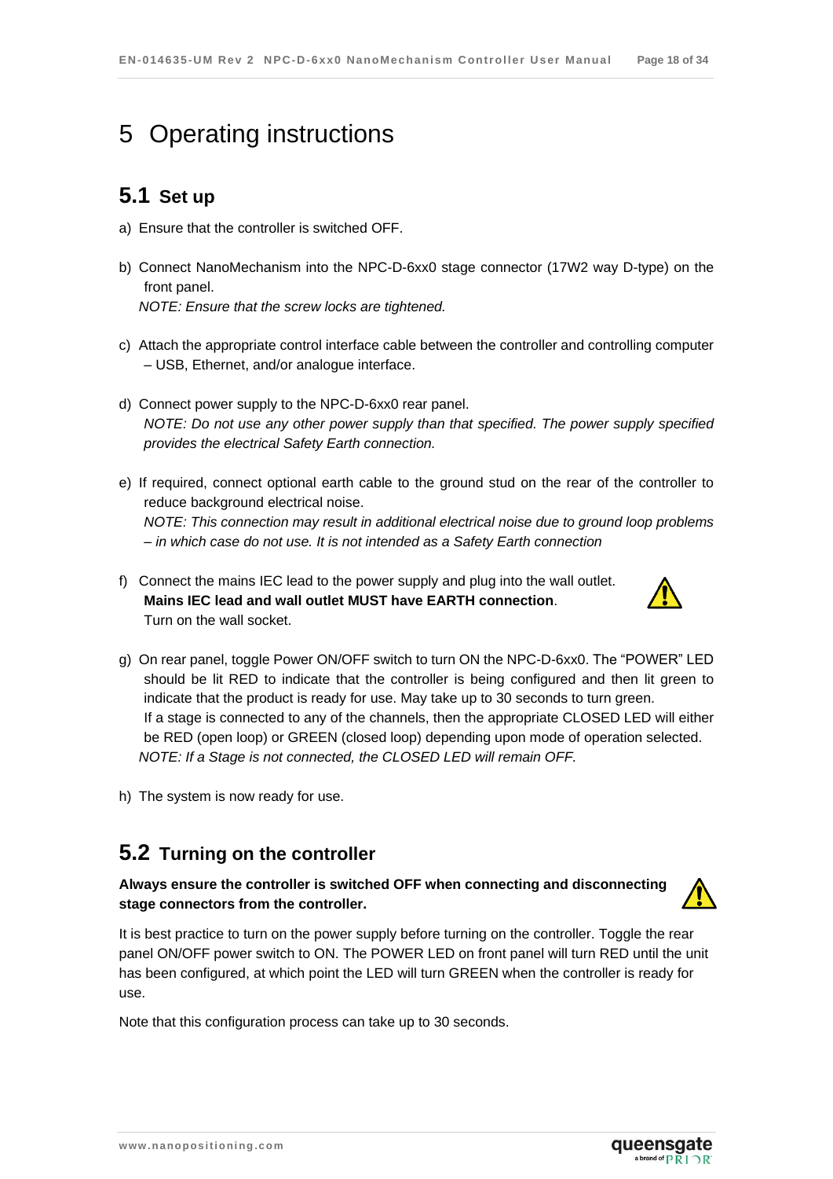# 5 Operating instructions

## 5.1 Set up

a) Ensure that the controller is switched OFF.

b) Connect NanoMechanism into the NPC-D-6xx0 stage connector (17W2 way D-type) on the front panel.
*NOTE: Ensure that the screw locks are tightened.*

c) Attach the appropriate control interface cable between the controller and controlling computer – USB, Ethernet, and/or analogue interface.

d) Connect power supply to the NPC-D-6xx0 rear panel.
*NOTE: Do not use any other power supply than that specified. The power supply specified provides the electrical Safety Earth connection.*

e) If required, connect optional earth cable to the ground stud on the rear of the controller to reduce background electrical noise.
*NOTE: This connection may result in additional electrical noise due to ground loop problems – in which case do not use. It is not intended as a Safety Earth connection*

f) Connect the mains IEC lead to the power supply and plug into the wall outlet.
**Mains IEC lead and wall outlet MUST have EARTH connection**.
Turn on the wall socket.

g) On rear panel, toggle Power ON/OFF switch to turn ON the NPC-D-6xx0. The "POWER" LED should be lit RED to indicate that the controller is being configured and then lit green to indicate that the product is ready for use. May take up to 30 seconds to turn green.
If a stage is connected to any of the channels, then the appropriate CLOSED LED will either be RED (open loop) or GREEN (closed loop) depending upon mode of operation selected.
*NOTE: If a Stage is not connected, the CLOSED LED will remain OFF.*

h) The system is now ready for use.

## 5.2 Turning on the controller

**Always ensure the controller is switched OFF when connecting and disconnecting stage connectors from the controller.**

It is best practice to turn on the power supply before turning on the controller. Toggle the rear panel ON/OFF power switch to ON. The POWER LED on front panel will turn RED until the unit has been configured, at which point the LED will turn GREEN when the controller is ready for use.

Note that this configuration process can take up to 30 seconds.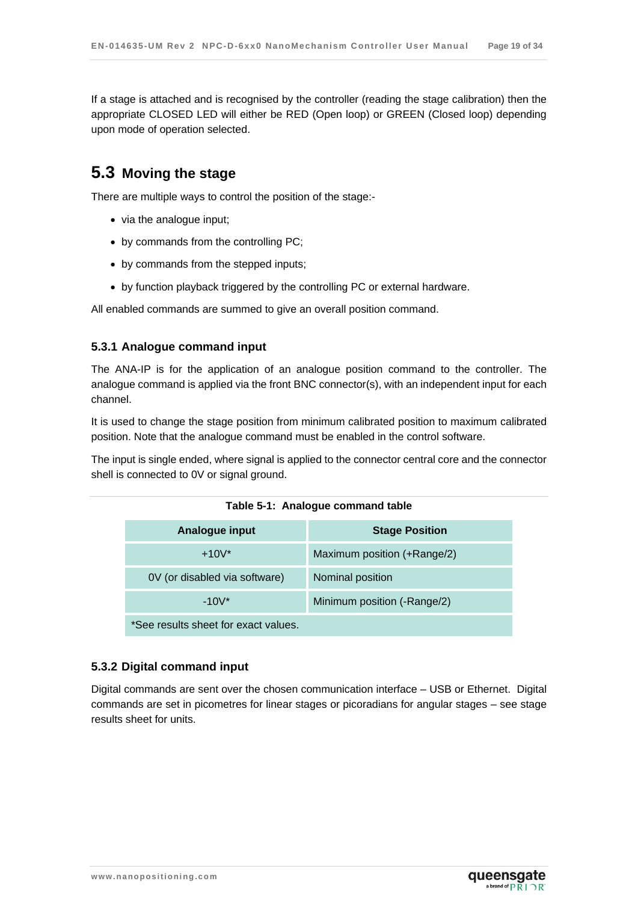If a stage is attached and is recognised by the controller (reading the stage calibration) then the appropriate CLOSED LED will either be RED (Open loop) or GREEN (Closed loop) depending upon mode of operation selected.

## 5.3 Moving the stage

There are multiple ways to control the position of the stage:-

- via the analogue input;
- by commands from the controlling PC;
- by commands from the stepped inputs;
- by function playback triggered by the controlling PC or external hardware.

All enabled commands are summed to give an overall position command.

### 5.3.1 Analogue command input

The ANA-IP is for the application of an analogue position command to the controller. The analogue command is applied via the front BNC connector(s), with an independent input for each channel.

It is used to change the stage position from minimum calibrated position to maximum calibrated position. Note that the analogue command must be enabled in the control software.

The input is single ended, where signal is applied to the connector central core and the connector shell is connected to 0V or signal ground.

**Table 5-1: Analogue command table**

| Analogue input | Stage Position |
|---|---|
| +10V* | Maximum position (+Range/2) |
| 0V (or disabled via software) | Nominal position |
| -10V* | Minimum position (-Range/2) |
| *See results sheet for exact values. | |

### 5.3.2 Digital command input

Digital commands are sent over the chosen communication interface – USB or Ethernet. Digital commands are set in picometres for linear stages or picoradians for angular stages – see stage results sheet for units.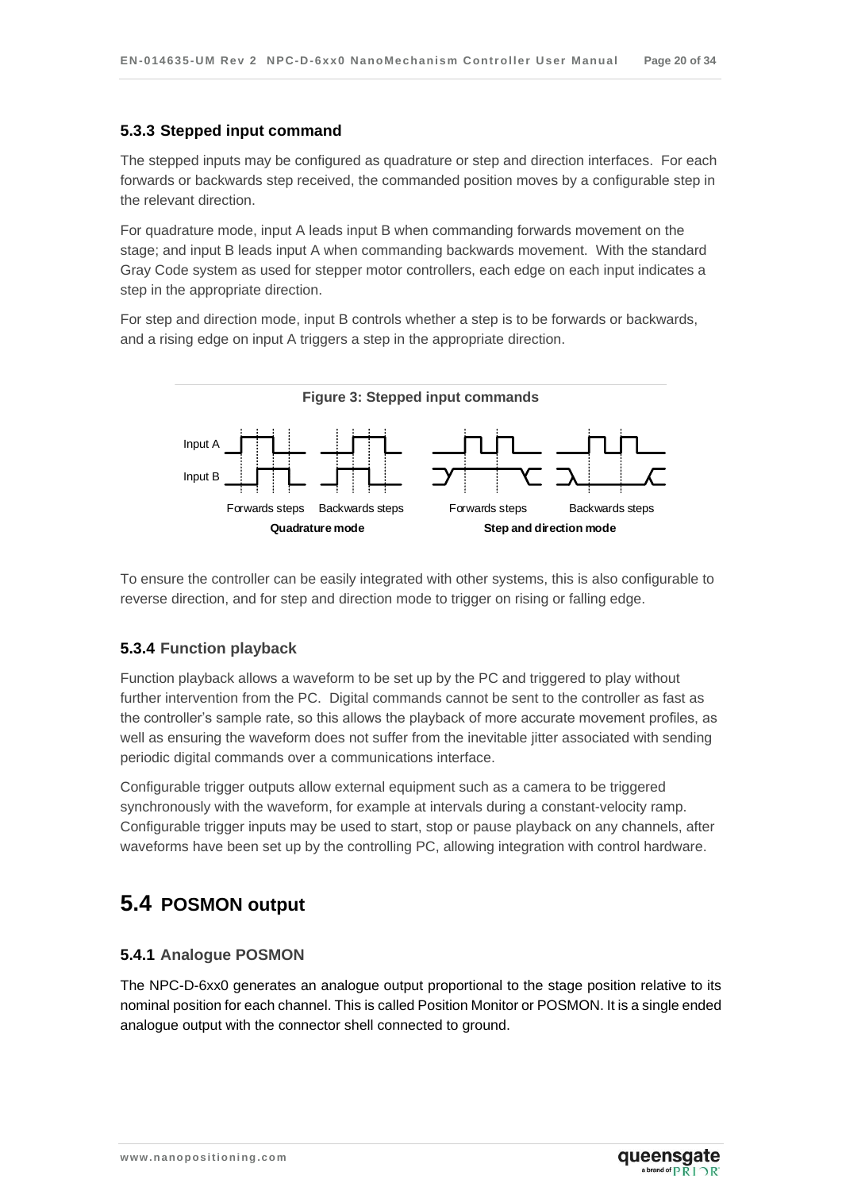### 5.3.3 Stepped input command

The stepped inputs may be configured as quadrature or step and direction interfaces. For each forwards or backwards step received, the commanded position moves by a configurable step in the relevant direction.

For quadrature mode, input A leads input B when commanding forwards movement on the stage; and input B leads input A when commanding backwards movement. With the standard Gray Code system as used for stepper motor controllers, each edge on each input indicates a step in the appropriate direction.

For step and direction mode, input B controls whether a step is to be forwards or backwards, and a rising edge on input A triggers a step in the appropriate direction.

**Figure 3: Stepped input commands**

Input A
Input B
Forwards steps Backwards steps
**Quadrature mode**
Forwards steps Backwards steps
**Step and direction mode**

To ensure the controller can be easily integrated with other systems, this is also configurable to reverse direction, and for step and direction mode to trigger on rising or falling edge.

### 5.3.4 Function playback

Function playback allows a waveform to be set up by the PC and triggered to play without further intervention from the PC. Digital commands cannot be sent to the controller as fast as the controller's sample rate, so this allows the playback of more accurate movement profiles, as well as ensuring the waveform does not suffer from the inevitable jitter associated with sending periodic digital commands over a communications interface.

Configurable trigger outputs allow external equipment such as a camera to be triggered synchronously with the waveform, for example at intervals during a constant-velocity ramp. Configurable trigger inputs may be used to start, stop or pause playback on any channels, after waveforms have been set up by the controlling PC, allowing integration with control hardware.

## 5.4 POSMON output

### 5.4.1 Analogue POSMON

The NPC-D-6xx0 generates an analogue output proportional to the stage position relative to its nominal position for each channel. This is called Position Monitor or POSMON. It is a single ended analogue output with the connector shell connected to ground.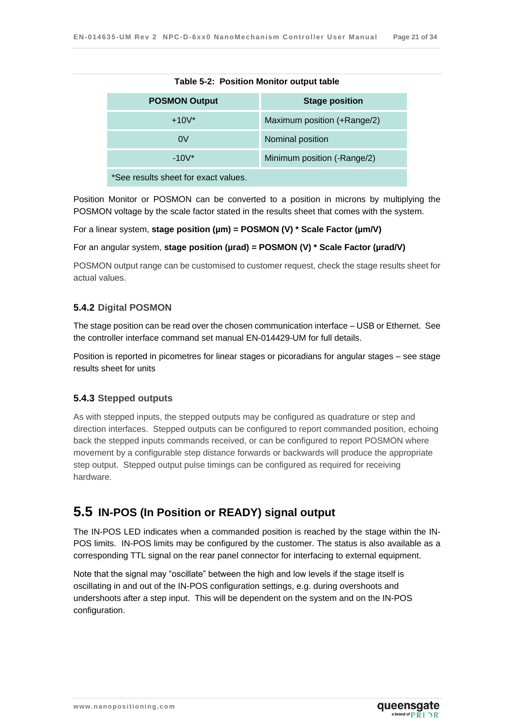**Table 5-2: Position Monitor output table**

| POSMON Output | Stage position |
|---|---|
| +10V* | Maximum position (+Range/2) |
| 0V | Nominal position |
| -10V* | Minimum position (-Range/2) |
| *See results sheet for exact values. | |

Position Monitor or POSMON can be converted to a position in microns by multiplying the POSMON voltage by the scale factor stated in the results sheet that comes with the system.

For a linear system, **stage position (μm) = POSMON (V) * Scale Factor (μm/V)**

For an angular system, **stage position (μrad) = POSMON (V) * Scale Factor (μrad/V)**

POSMON output range can be customised to customer request, check the stage results sheet for actual values.

### 5.4.2 Digital POSMON

The stage position can be read over the chosen communication interface – USB or Ethernet. See the controller interface command set manual EN-014429-UM for full details.

Position is reported in picometres for linear stages or picoradians for angular stages – see stage results sheet for units

### 5.4.3 Stepped outputs

As with stepped inputs, the stepped outputs may be configured as quadrature or step and direction interfaces. Stepped outputs can be configured to report commanded position, echoing back the stepped inputs commands received, or can be configured to report POSMON where movement by a configurable step distance forwards or backwards will produce the appropriate step output. Stepped output pulse timings can be configured as required for receiving hardware.

## 5.5 IN-POS (In Position or READY) signal output

The IN-POS LED indicates when a commanded position is reached by the stage within the IN-POS limits. IN-POS limits may be configured by the customer. The status is also available as a corresponding TTL signal on the rear panel connector for interfacing to external equipment.

Note that the signal may "oscillate" between the high and low levels if the stage itself is oscillating in and out of the IN-POS configuration settings, e.g. during overshoots and undershoots after a step input. This will be dependent on the system and on the IN-POS configuration.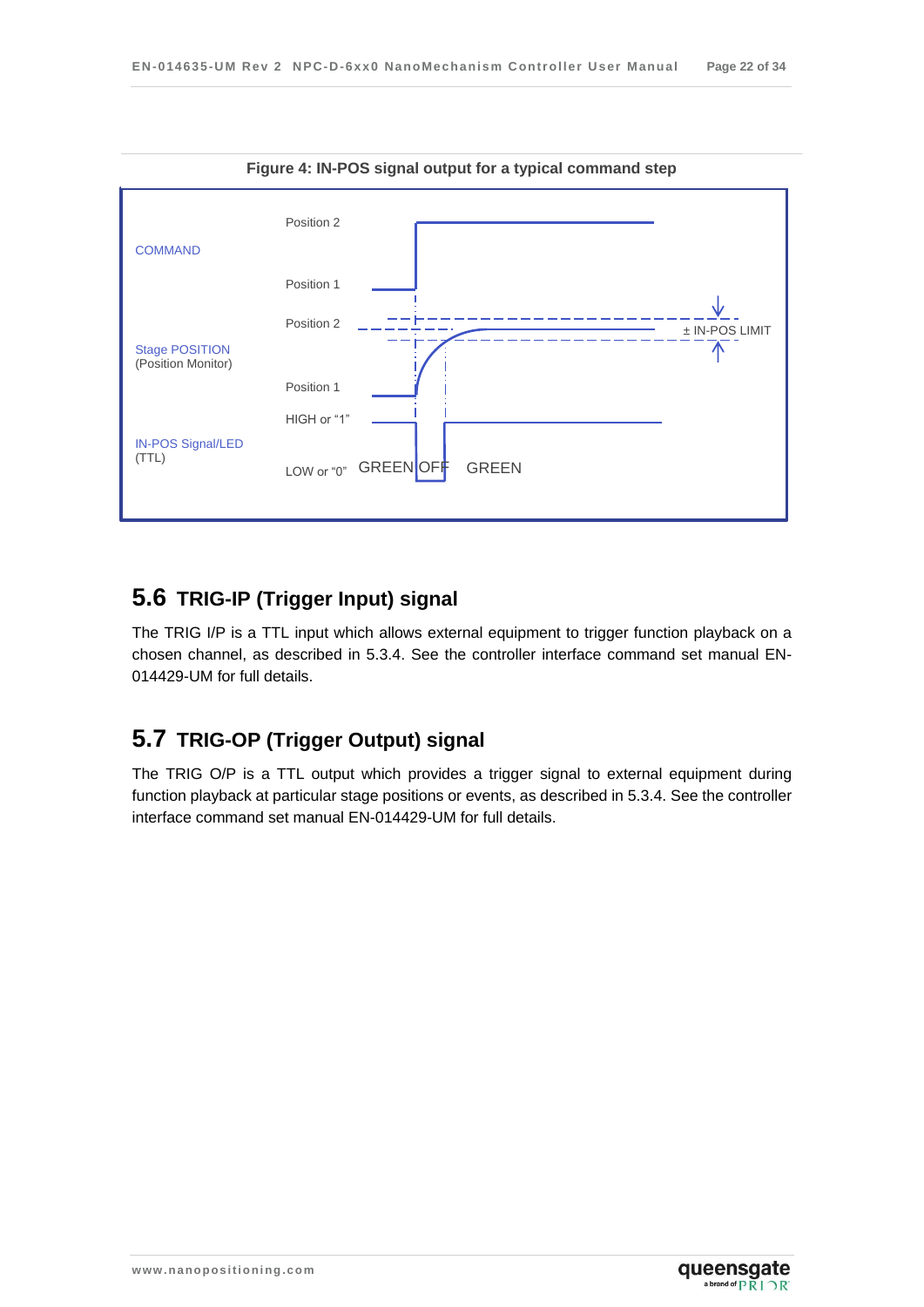**Figure 4: IN-POS signal output for a typical command step**

COMMAND — Position 2 / Position 1

Stage POSITION (Position Monitor) — Position 2 / Position 1 — ± IN-POS LIMIT

IN-POS Signal/LED (TTL) — HIGH or "1" / LOW or "0" — GREEN OFF GREEN

## 5.6 TRIG-IP (Trigger Input) signal

The TRIG I/P is a TTL input which allows external equipment to trigger function playback on a chosen channel, as described in 5.3.4. See the controller interface command set manual EN-014429-UM for full details.

## 5.7 TRIG-OP (Trigger Output) signal

The TRIG O/P is a TTL output which provides a trigger signal to external equipment during function playback at particular stage positions or events, as described in 5.3.4. See the controller interface command set manual EN-014429-UM for full details.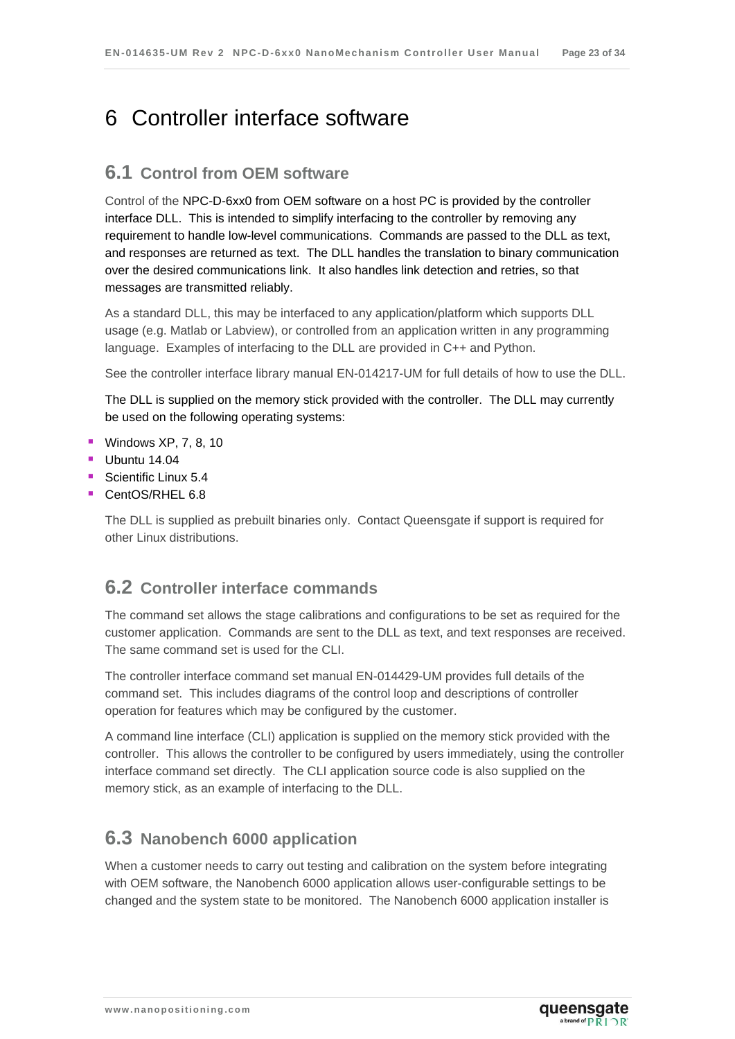# 6 Controller interface software

## 6.1 Control from OEM software

Control of the NPC-D-6xx0 from OEM software on a host PC is provided by the controller interface DLL. This is intended to simplify interfacing to the controller by removing any requirement to handle low-level communications. Commands are passed to the DLL as text, and responses are returned as text. The DLL handles the translation to binary communication over the desired communications link. It also handles link detection and retries, so that messages are transmitted reliably.

As a standard DLL, this may be interfaced to any application/platform which supports DLL usage (e.g. Matlab or Labview), or controlled from an application written in any programming language. Examples of interfacing to the DLL are provided in C++ and Python.

See the controller interface library manual EN-014217-UM for full details of how to use the DLL.

The DLL is supplied on the memory stick provided with the controller. The DLL may currently be used on the following operating systems:

- Windows XP, 7, 8, 10
- Ubuntu 14.04
- Scientific Linux 5.4
- CentOS/RHEL 6.8

The DLL is supplied as prebuilt binaries only. Contact Queensgate if support is required for other Linux distributions.

## 6.2 Controller interface commands

The command set allows the stage calibrations and configurations to be set as required for the customer application. Commands are sent to the DLL as text, and text responses are received. The same command set is used for the CLI.

The controller interface command set manual EN-014429-UM provides full details of the command set. This includes diagrams of the control loop and descriptions of controller operation for features which may be configured by the customer.

A command line interface (CLI) application is supplied on the memory stick provided with the controller. This allows the controller to be configured by users immediately, using the controller interface command set directly. The CLI application source code is also supplied on the memory stick, as an example of interfacing to the DLL.

## 6.3 Nanobench 6000 application

When a customer needs to carry out testing and calibration on the system before integrating with OEM software, the Nanobench 6000 application allows user-configurable settings to be changed and the system state to be monitored. The Nanobench 6000 application installer is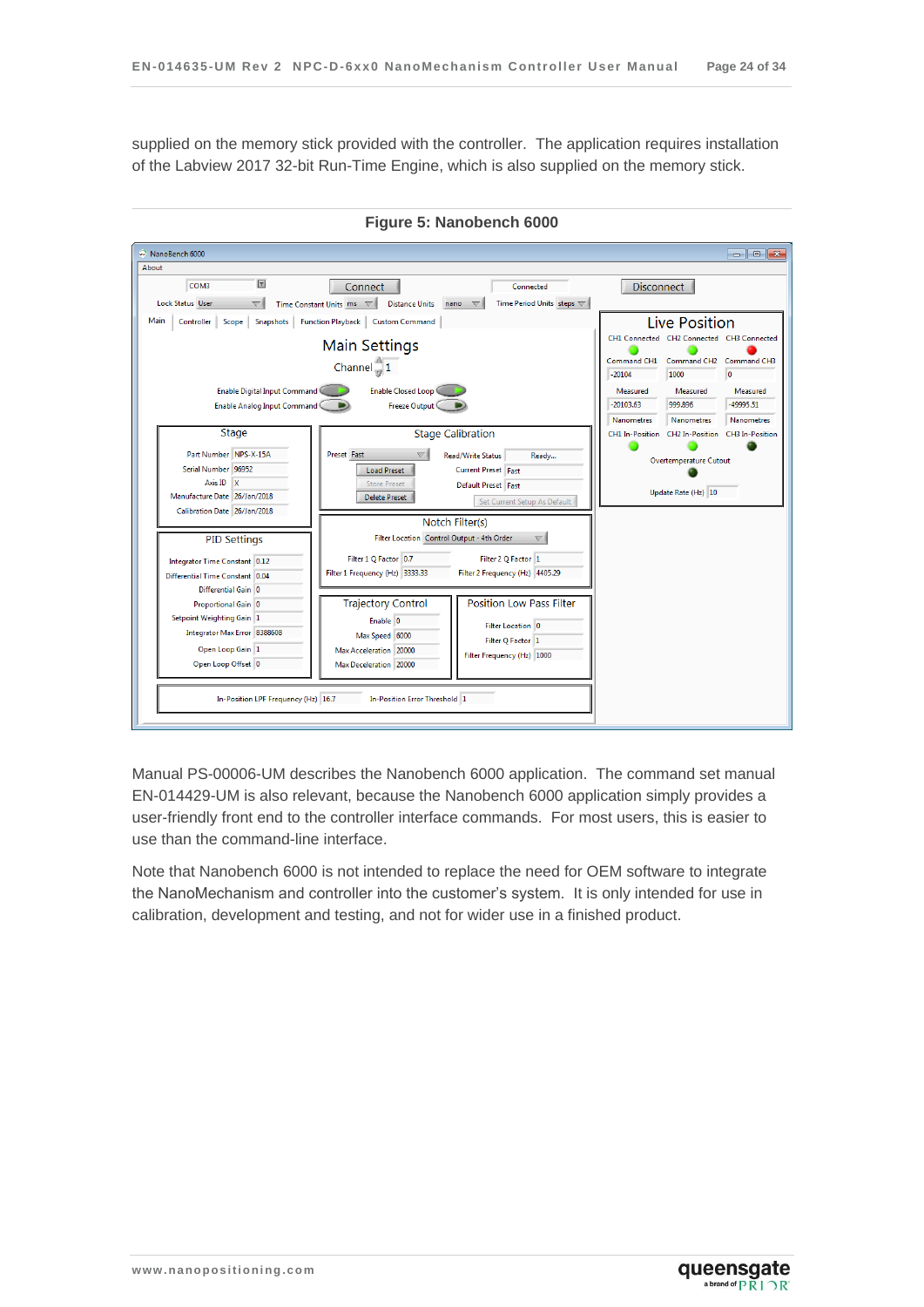supplied on the memory stick provided with the controller. The application requires installation of the Labview 2017 32-bit Run-Time Engine, which is also supplied on the memory stick.

**Figure 5: Nanobench 6000**

Manual PS-00006-UM describes the Nanobench 6000 application. The command set manual EN-014429-UM is also relevant, because the Nanobench 6000 application simply provides a user-friendly front end to the controller interface commands. For most users, this is easier to use than the command-line interface.

Note that Nanobench 6000 is not intended to replace the need for OEM software to integrate the NanoMechanism and controller into the customer's system. It is only intended for use in calibration, development and testing, and not for wider use in a finished product.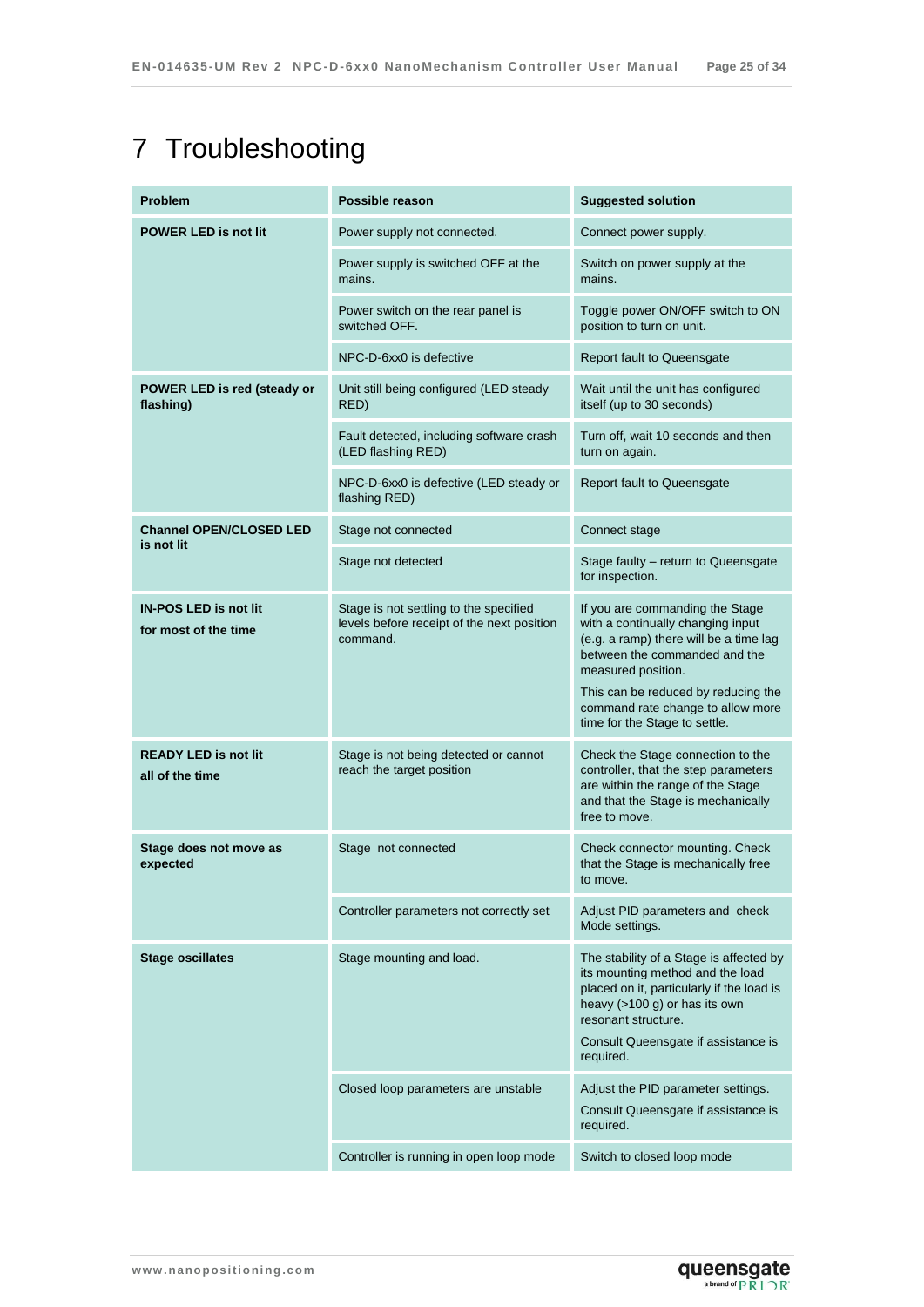# 7 Troubleshooting

| Problem | Possible reason | Suggested solution |
| --- | --- | --- |
| **POWER LED is not lit** | Power supply not connected. | Connect power supply. |
| | Power supply is switched OFF at the mains. | Switch on power supply at the mains. |
| | Power switch on the rear panel is switched OFF. | Toggle power ON/OFF switch to ON position to turn on unit. |
| | NPC-D-6xx0 is defective | Report fault to Queensgate |
| **POWER LED is red (steady or flashing)** | Unit still being configured (LED steady RED) | Wait until the unit has configured itself (up to 30 seconds) |
| | Fault detected, including software crash (LED flashing RED) | Turn off, wait 10 seconds and then turn on again. |
| | NPC-D-6xx0 is defective (LED steady or flashing RED) | Report fault to Queensgate |
| **Channel OPEN/CLOSED LED is not lit** | Stage not connected | Connect stage |
| | Stage not detected | Stage faulty – return to Queensgate for inspection. |
| **IN-POS LED is not lit for most of the time** | Stage is not settling to the specified levels before receipt of the next position command. | If you are commanding the Stage with a continually changing input (e.g. a ramp) there will be a time lag between the commanded and the measured position. This can be reduced by reducing the command rate change to allow more time for the Stage to settle. |
| **READY LED is not lit all of the time** | Stage is not being detected or cannot reach the target position | Check the Stage connection to the controller, that the step parameters are within the range of the Stage and that the Stage is mechanically free to move. |
| **Stage does not move as expected** | Stage not connected | Check connector mounting. Check that the Stage is mechanically free to move. |
| | Controller parameters not correctly set | Adjust PID parameters and check Mode settings. |
| **Stage oscillates** | Stage mounting and load. | The stability of a Stage is affected by its mounting method and the load placed on it, particularly if the load is heavy (>100 g) or has its own resonant structure. Consult Queensgate if assistance is required. |
| | Closed loop parameters are unstable | Adjust the PID parameter settings. Consult Queensgate if assistance is required. |
| | Controller is running in open loop mode | Switch to closed loop mode |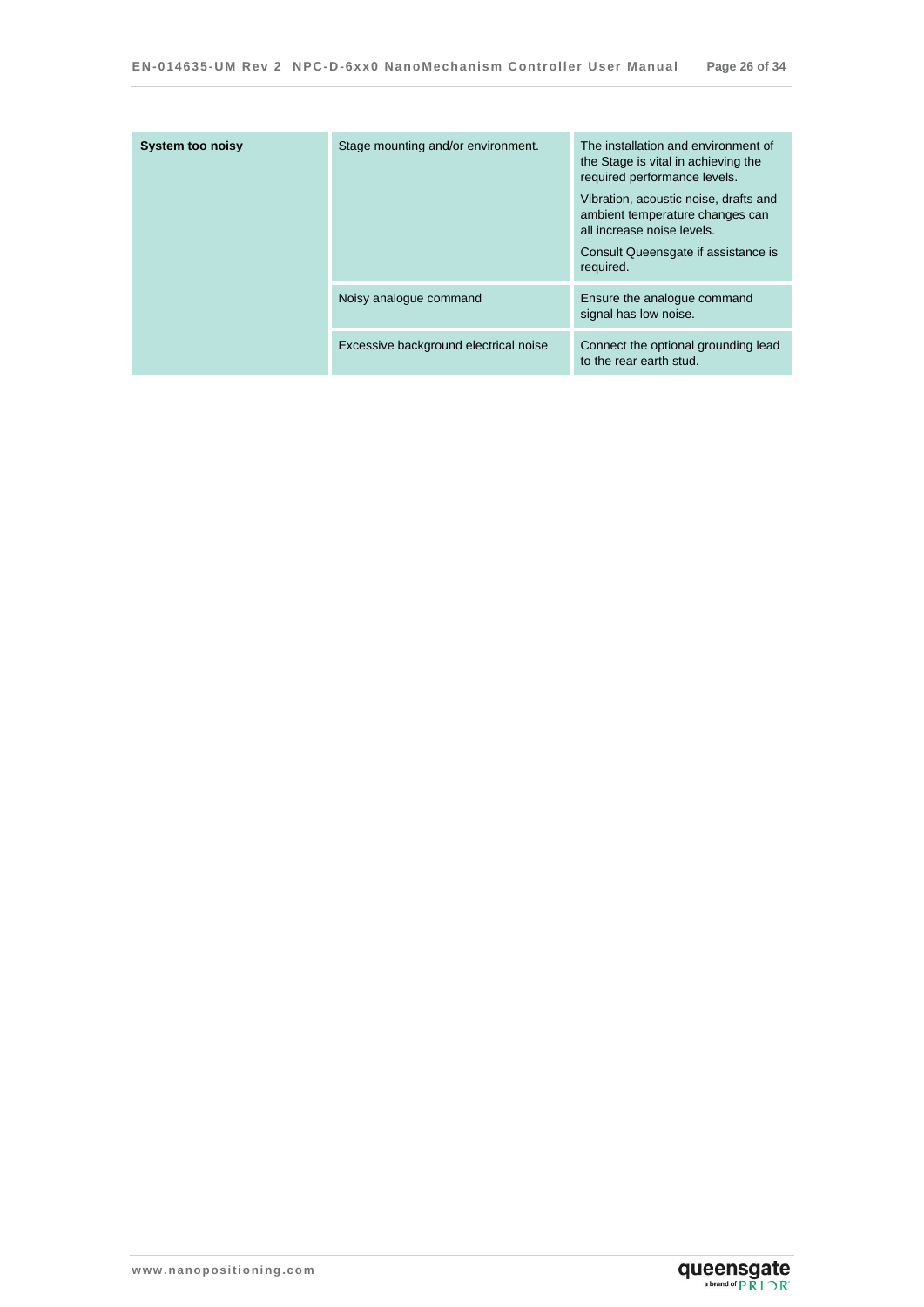| | | |
|---|---|---|
| **System too noisy** | Stage mounting and/or environment. | The installation and environment of the Stage is vital in achieving the required performance levels.<br><br>Vibration, acoustic noise, drafts and ambient temperature changes can all increase noise levels.<br><br>Consult Queensgate if assistance is required. |
| | Noisy analogue command | Ensure the analogue command signal has low noise. |
| | Excessive background electrical noise | Connect the optional grounding lead to the rear earth stud. |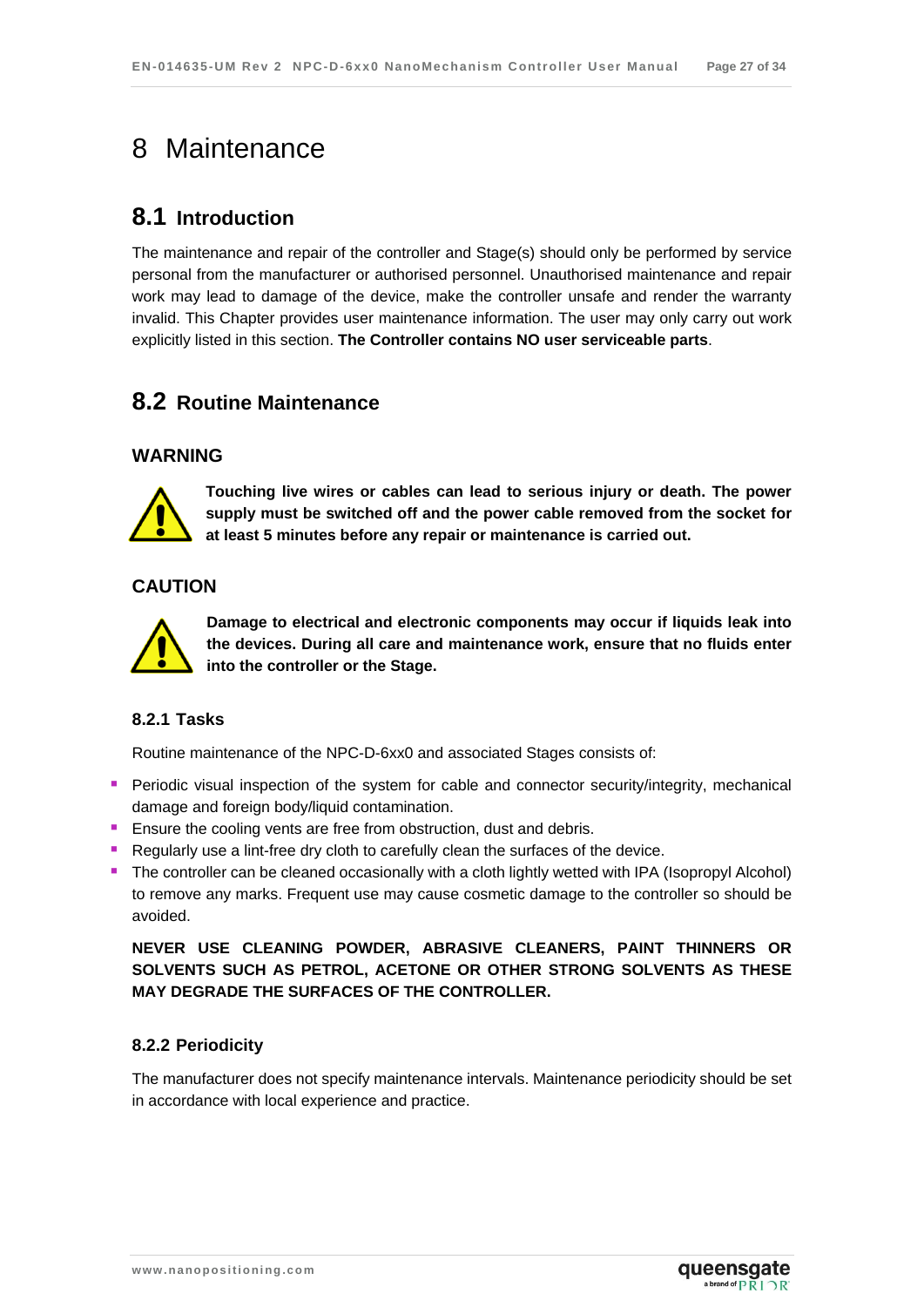# 8 Maintenance

## 8.1 Introduction

The maintenance and repair of the controller and Stage(s) should only be performed by service personal from the manufacturer or authorised personnel. Unauthorised maintenance and repair work may lead to damage of the device, make the controller unsafe and render the warranty invalid. This Chapter provides user maintenance information. The user may only carry out work explicitly listed in this section. **The Controller contains NO user serviceable parts**.

## 8.2 Routine Maintenance

### WARNING

**Touching live wires or cables can lead to serious injury or death. The power supply must be switched off and the power cable removed from the socket for at least 5 minutes before any repair or maintenance is carried out.**

### CAUTION

**Damage to electrical and electronic components may occur if liquids leak into the devices. During all care and maintenance work, ensure that no fluids enter into the controller or the Stage.**

### 8.2.1 Tasks

Routine maintenance of the NPC-D-6xx0 and associated Stages consists of:

- Periodic visual inspection of the system for cable and connector security/integrity, mechanical damage and foreign body/liquid contamination.
- Ensure the cooling vents are free from obstruction, dust and debris.
- Regularly use a lint-free dry cloth to carefully clean the surfaces of the device.
- The controller can be cleaned occasionally with a cloth lightly wetted with IPA (Isopropyl Alcohol) to remove any marks. Frequent use may cause cosmetic damage to the controller so should be avoided.

**NEVER USE CLEANING POWDER, ABRASIVE CLEANERS, PAINT THINNERS OR SOLVENTS SUCH AS PETROL, ACETONE OR OTHER STRONG SOLVENTS AS THESE MAY DEGRADE THE SURFACES OF THE CONTROLLER.**

### 8.2.2 Periodicity

The manufacturer does not specify maintenance intervals. Maintenance periodicity should be set in accordance with local experience and practice.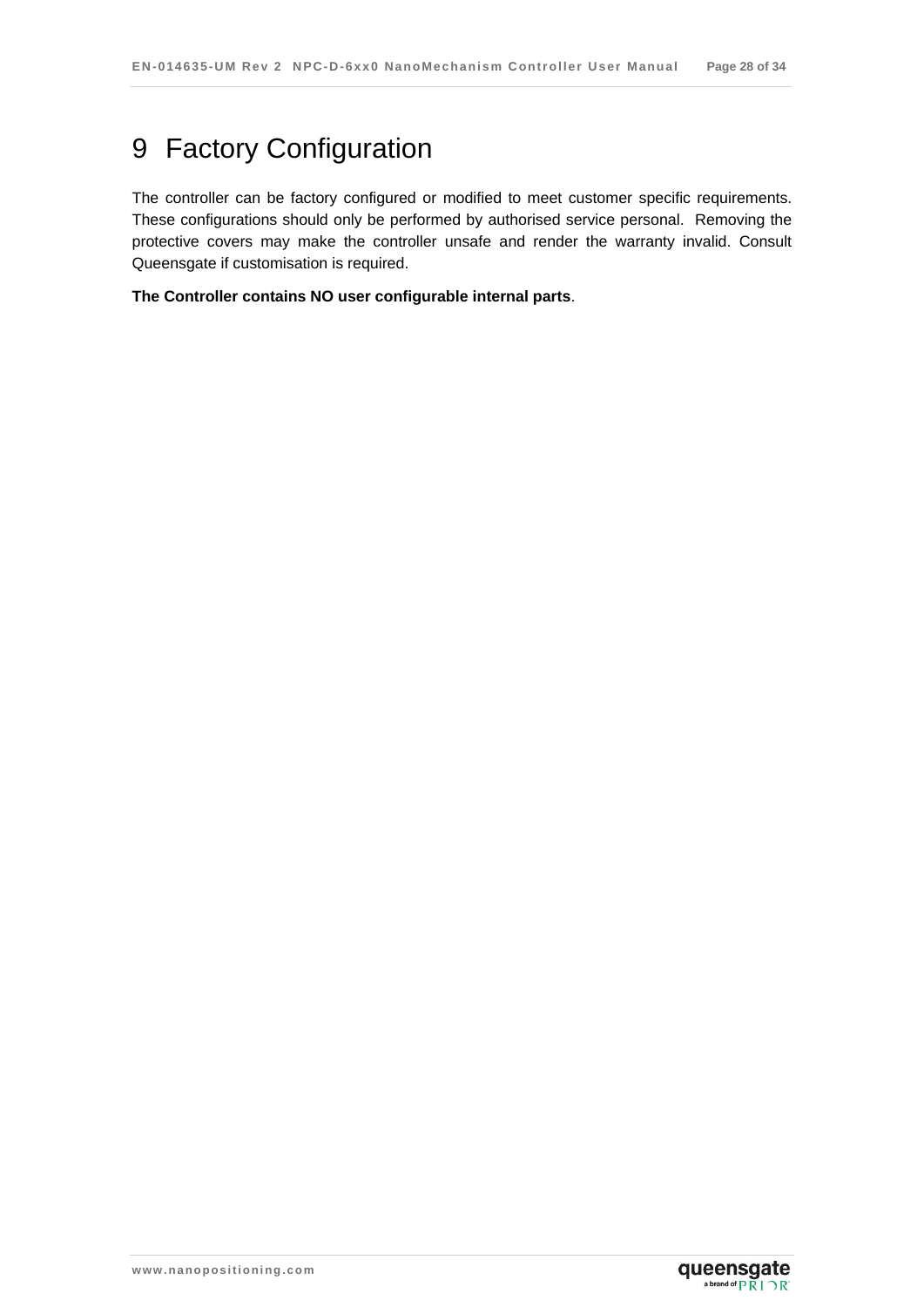# 9 Factory Configuration

The controller can be factory configured or modified to meet customer specific requirements. These configurations should only be performed by authorised service personal. Removing the protective covers may make the controller unsafe and render the warranty invalid. Consult Queensgate if customisation is required.

**The Controller contains NO user configurable internal parts**.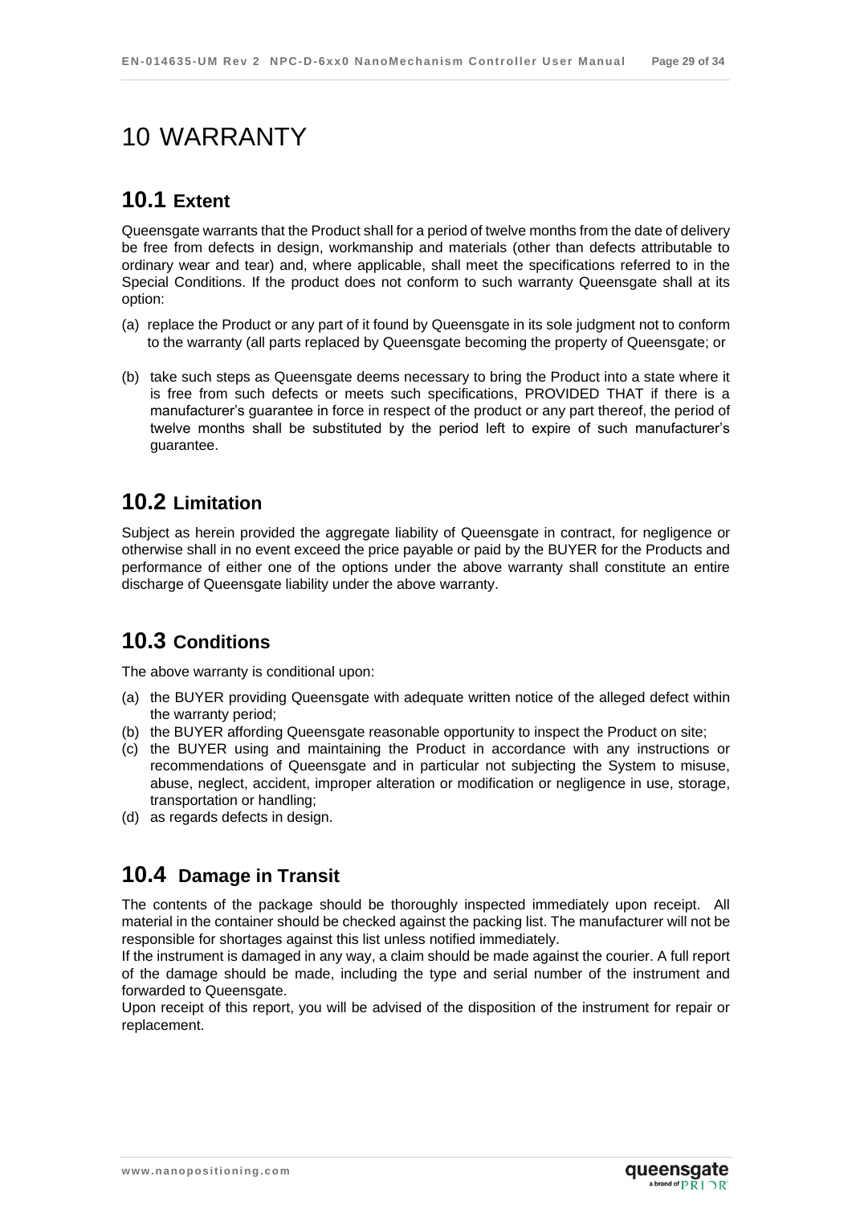# 10 WARRANTY

## 10.1 Extent

Queensgate warrants that the Product shall for a period of twelve months from the date of delivery be free from defects in design, workmanship and materials (other than defects attributable to ordinary wear and tear) and, where applicable, shall meet the specifications referred to in the Special Conditions. If the product does not conform to such warranty Queensgate shall at its option:

(a) replace the Product or any part of it found by Queensgate in its sole judgment not to conform to the warranty (all parts replaced by Queensgate becoming the property of Queensgate; or

(b) take such steps as Queensgate deems necessary to bring the Product into a state where it is free from such defects or meets such specifications, PROVIDED THAT if there is a manufacturer's guarantee in force in respect of the product or any part thereof, the period of twelve months shall be substituted by the period left to expire of such manufacturer's guarantee.

## 10.2 Limitation

Subject as herein provided the aggregate liability of Queensgate in contract, for negligence or otherwise shall in no event exceed the price payable or paid by the BUYER for the Products and performance of either one of the options under the above warranty shall constitute an entire discharge of Queensgate liability under the above warranty.

## 10.3 Conditions

The above warranty is conditional upon:

(a) the BUYER providing Queensgate with adequate written notice of the alleged defect within the warranty period;
(b) the BUYER affording Queensgate reasonable opportunity to inspect the Product on site;
(c) the BUYER using and maintaining the Product in accordance with any instructions or recommendations of Queensgate and in particular not subjecting the System to misuse, abuse, neglect, accident, improper alteration or modification or negligence in use, storage, transportation or handling;
(d) as regards defects in design.

## 10.4 Damage in Transit

The contents of the package should be thoroughly inspected immediately upon receipt. All material in the container should be checked against the packing list. The manufacturer will not be responsible for shortages against this list unless notified immediately.
If the instrument is damaged in any way, a claim should be made against the courier. A full report of the damage should be made, including the type and serial number of the instrument and forwarded to Queensgate.
Upon receipt of this report, you will be advised of the disposition of the instrument for repair or replacement.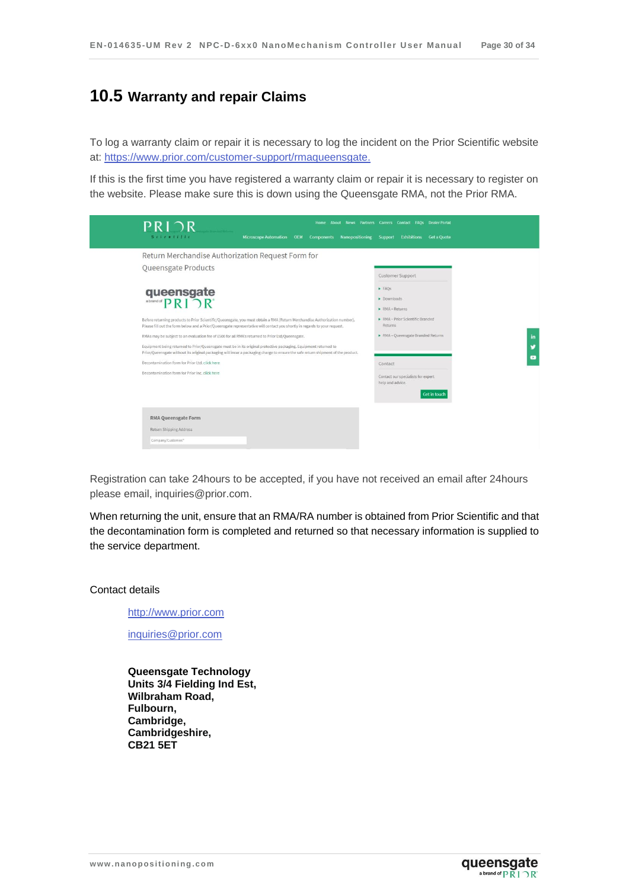## 10.5 Warranty and repair Claims

To log a warranty claim or repair it is necessary to log the incident on the Prior Scientific website at: https://www.prior.com/customer-support/rmaqueensgate.

If this is the first time you have registered a warranty claim or repair it is necessary to register on the website. Please make sure this is down using the Queensgate RMA, not the Prior RMA.

Registration can take 24hours to be accepted, if you have not received an email after 24hours please email, inquiries@prior.com.

When returning the unit, ensure that an RMA/RA number is obtained from Prior Scientific and that the decontamination form is completed and returned so that necessary information is supplied to the service department.

Contact details

http://www.prior.com

inquiries@prior.com

**Queensgate Technology**
**Units 3/4 Fielding Ind Est,**
**Wilbraham Road,**
**Fulbourn,**
**Cambridge,**
**Cambridgeshire,**
**CB21 5ET**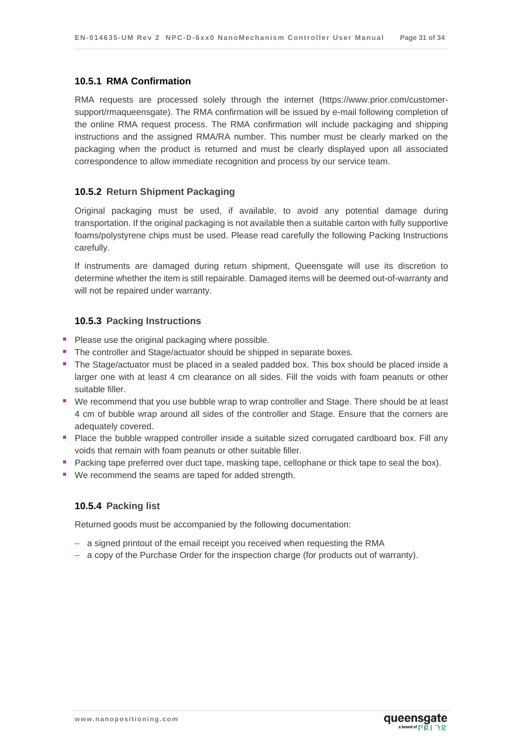### 10.5.1 RMA Confirmation

RMA requests are processed solely through the internet (https://www.prior.com/customer-support/rmaqueensgate). The RMA confirmation will be issued by e-mail following completion of the online RMA request process. The RMA confirmation will include packaging and shipping instructions and the assigned RMA/RA number. This number must be clearly marked on the packaging when the product is returned and must be clearly displayed upon all associated correspondence to allow immediate recognition and process by our service team.

### 10.5.2 Return Shipment Packaging

Original packaging must be used, if available, to avoid any potential damage during transportation. If the original packaging is not available then a suitable carton with fully supportive foams/polystyrene chips must be used. Please read carefully the following Packing Instructions carefully.

If instruments are damaged during return shipment, Queensgate will use its discretion to determine whether the item is still repairable. Damaged items will be deemed out-of-warranty and will not be repaired under warranty.

### 10.5.3 Packing Instructions

- Please use the original packaging where possible.
- The controller and Stage/actuator should be shipped in separate boxes.
- The Stage/actuator must be placed in a sealed padded box. This box should be placed inside a larger one with at least 4 cm clearance on all sides. Fill the voids with foam peanuts or other suitable filler.
- We recommend that you use bubble wrap to wrap controller and Stage. There should be at least 4 cm of bubble wrap around all sides of the controller and Stage. Ensure that the corners are adequately covered.
- Place the bubble wrapped controller inside a suitable sized corrugated cardboard box. Fill any voids that remain with foam peanuts or other suitable filler.
- Packing tape preferred over duct tape, masking tape, cellophane or thick tape to seal the box).
- We recommend the seams are taped for added strength.

### 10.5.4 Packing list

Returned goods must be accompanied by the following documentation:

- a signed printout of the email receipt you received when requesting the RMA
- a copy of the Purchase Order for the inspection charge (for products out of warranty).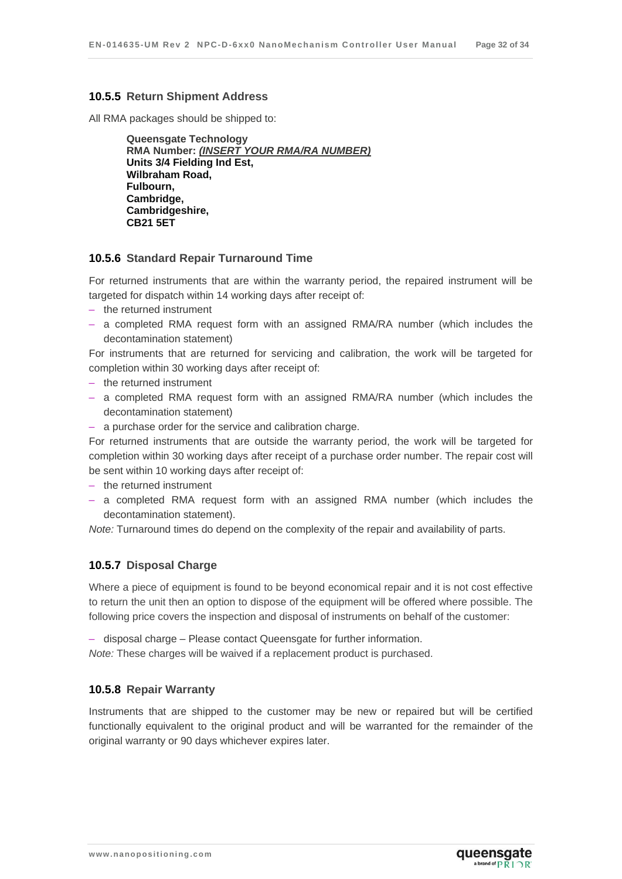### 10.5.5 Return Shipment Address

All RMA packages should be shipped to:

**Queensgate Technology**
**RMA Number: *(INSERT YOUR RMA/RA NUMBER)***
**Units 3/4 Fielding Ind Est,**
**Wilbraham Road,**
**Fulbourn,**
**Cambridge,**
**Cambridgeshire,**
**CB21 5ET**

### 10.5.6 Standard Repair Turnaround Time

For returned instruments that are within the warranty period, the repaired instrument will be targeted for dispatch within 14 working days after receipt of:

- the returned instrument
- a completed RMA request form with an assigned RMA/RA number (which includes the decontamination statement)

For instruments that are returned for servicing and calibration, the work will be targeted for completion within 30 working days after receipt of:

- the returned instrument
- a completed RMA request form with an assigned RMA/RA number (which includes the decontamination statement)
- a purchase order for the service and calibration charge.

For returned instruments that are outside the warranty period, the work will be targeted for completion within 30 working days after receipt of a purchase order number. The repair cost will be sent within 10 working days after receipt of:

- the returned instrument
- a completed RMA request form with an assigned RMA number (which includes the decontamination statement).

*Note:* Turnaround times do depend on the complexity of the repair and availability of parts.

### 10.5.7 Disposal Charge

Where a piece of equipment is found to be beyond economical repair and it is not cost effective to return the unit then an option to dispose of the equipment will be offered where possible. The following price covers the inspection and disposal of instruments on behalf of the customer:

- disposal charge – Please contact Queensgate for further information.

*Note:* These charges will be waived if a replacement product is purchased.

### 10.5.8 Repair Warranty

Instruments that are shipped to the customer may be new or repaired but will be certified functionally equivalent to the original product and will be warranted for the remainder of the original warranty or 90 days whichever expires later.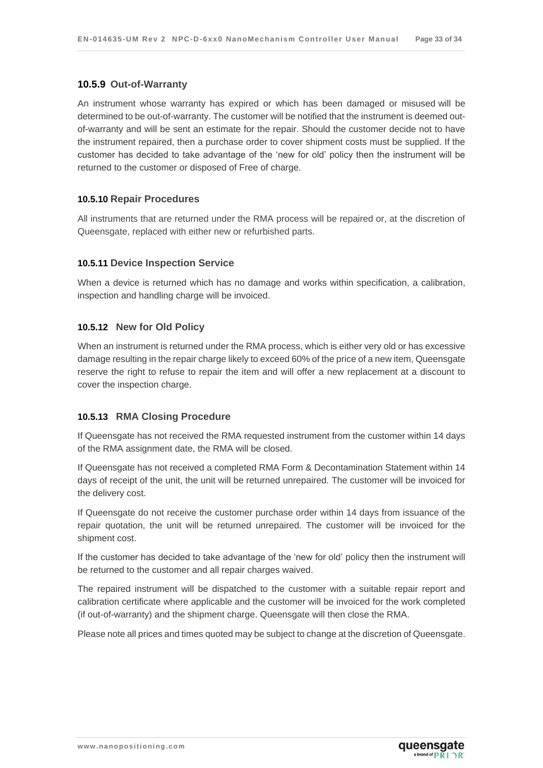### 10.5.9 Out-of-Warranty

An instrument whose warranty has expired or which has been damaged or misused will be determined to be out-of-warranty. The customer will be notified that the instrument is deemed out-of-warranty and will be sent an estimate for the repair. Should the customer decide not to have the instrument repaired, then a purchase order to cover shipment costs must be supplied. If the customer has decided to take advantage of the 'new for old' policy then the instrument will be returned to the customer or disposed of Free of charge.

### 10.5.10 Repair Procedures

All instruments that are returned under the RMA process will be repaired or, at the discretion of Queensgate, replaced with either new or refurbished parts.

### 10.5.11 Device Inspection Service

When a device is returned which has no damage and works within specification, a calibration, inspection and handling charge will be invoiced.

### 10.5.12 New for Old Policy

When an instrument is returned under the RMA process, which is either very old or has excessive damage resulting in the repair charge likely to exceed 60% of the price of a new item, Queensgate reserve the right to refuse to repair the item and will offer a new replacement at a discount to cover the inspection charge.

### 10.5.13 RMA Closing Procedure

If Queensgate has not received the RMA requested instrument from the customer within 14 days of the RMA assignment date, the RMA will be closed.

If Queensgate has not received a completed RMA Form & Decontamination Statement within 14 days of receipt of the unit, the unit will be returned unrepaired. The customer will be invoiced for the delivery cost.

If Queensgate do not receive the customer purchase order within 14 days from issuance of the repair quotation, the unit will be returned unrepaired. The customer will be invoiced for the shipment cost.

If the customer has decided to take advantage of the 'new for old' policy then the instrument will be returned to the customer and all repair charges waived.

The repaired instrument will be dispatched to the customer with a suitable repair report and calibration certificate where applicable and the customer will be invoiced for the work completed (if out-of-warranty) and the shipment charge. Queensgate will then close the RMA.

Please note all prices and times quoted may be subject to change at the discretion of Queensgate.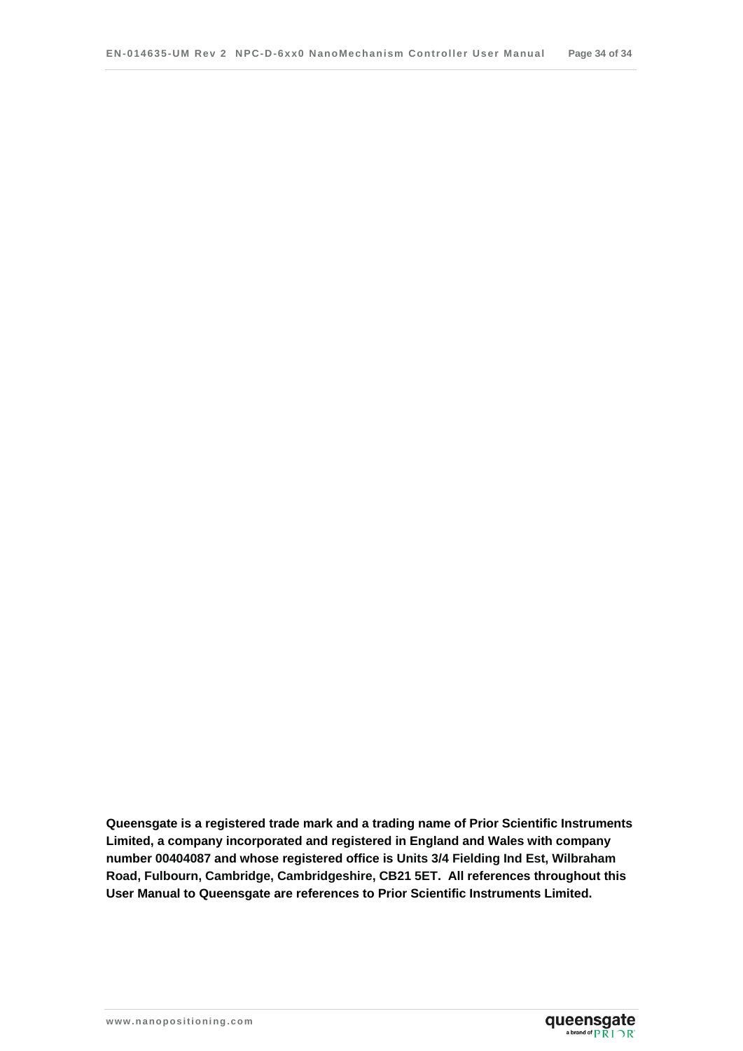**Queensgate is a registered trade mark and a trading name of Prior Scientific Instruments Limited, a company incorporated and registered in England and Wales with company number 00404087 and whose registered office is Units 3/4 Fielding Ind Est, Wilbraham Road, Fulbourn, Cambridge, Cambridgeshire, CB21 5ET. All references throughout this User Manual to Queensgate are references to Prior Scientific Instruments Limited.**